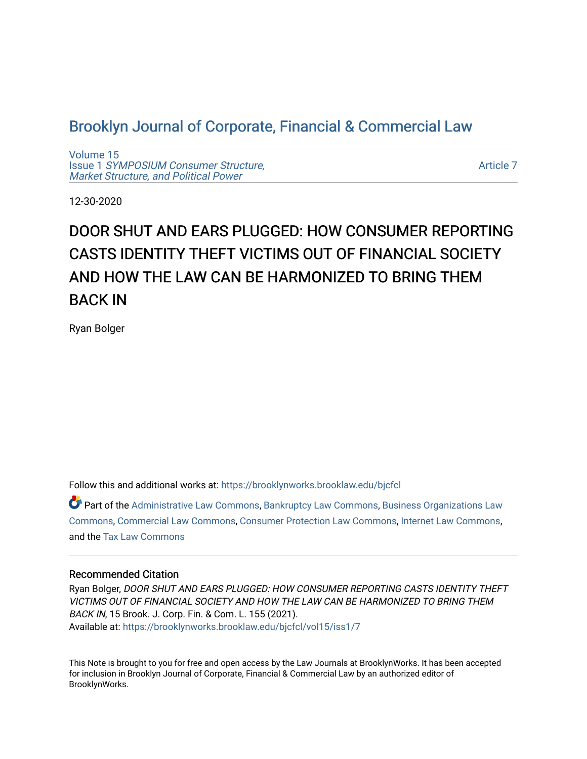# Brooklyn Journal of Corporate, Financial & Commercial Law

Volume 15
Issue 1 *SYMPOSIUM Consumer Structure, Market Structure, and Political Power*

Article 7

12-30-2020

## DOOR SHUT AND EARS PLUGGED: HOW CONSUMER REPORTING CASTS IDENTITY THEFT VICTIMS OUT OF FINANCIAL SOCIETY AND HOW THE LAW CAN BE HARMONIZED TO BRING THEM BACK IN

Ryan Bolger

Follow this and additional works at: https://brooklynworks.brooklaw.edu/bjcfcl

Part of the Administrative Law Commons, Bankruptcy Law Commons, Business Organizations Law Commons, Commercial Law Commons, Consumer Protection Law Commons, Internet Law Commons, and the Tax Law Commons

### Recommended Citation

Ryan Bolger, *DOOR SHUT AND EARS PLUGGED: HOW CONSUMER REPORTING CASTS IDENTITY THEFT VICTIMS OUT OF FINANCIAL SOCIETY AND HOW THE LAW CAN BE HARMONIZED TO BRING THEM BACK IN*, 15 Brook. J. Corp. Fin. & Com. L. 155 (2021).
Available at: https://brooklynworks.brooklaw.edu/bjcfcl/vol15/iss1/7

This Note is brought to you for free and open access by the Law Journals at BrooklynWorks. It has been accepted for inclusion in Brooklyn Journal of Corporate, Financial & Commercial Law by an authorized editor of BrooklynWorks.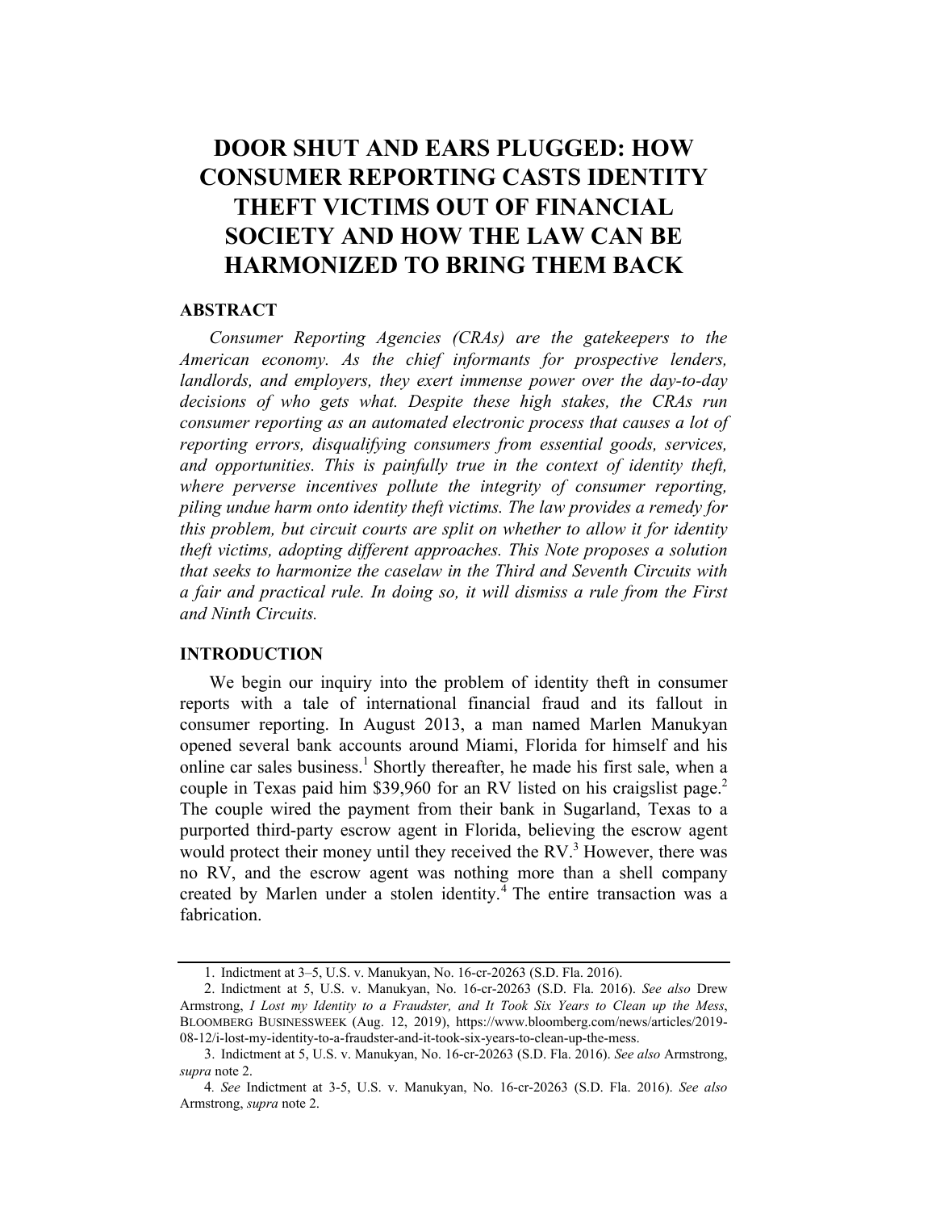# DOOR SHUT AND EARS PLUGGED: HOW CONSUMER REPORTING CASTS IDENTITY THEFT VICTIMS OUT OF FINANCIAL SOCIETY AND HOW THE LAW CAN BE HARMONIZED TO BRING THEM BACK

## ABSTRACT

*Consumer Reporting Agencies (CRAs) are the gatekeepers to the American economy. As the chief informants for prospective lenders, landlords, and employers, they exert immense power over the day-to-day decisions of who gets what. Despite these high stakes, the CRAs run consumer reporting as an automated electronic process that causes a lot of reporting errors, disqualifying consumers from essential goods, services, and opportunities. This is painfully true in the context of identity theft, where perverse incentives pollute the integrity of consumer reporting, piling undue harm onto identity theft victims. The law provides a remedy for this problem, but circuit courts are split on whether to allow it for identity theft victims, adopting different approaches. This Note proposes a solution that seeks to harmonize the caselaw in the Third and Seventh Circuits with a fair and practical rule. In doing so, it will dismiss a rule from the First and Ninth Circuits.*

## INTRODUCTION

We begin our inquiry into the problem of identity theft in consumer reports with a tale of international financial fraud and its fallout in consumer reporting. In August 2013, a man named Marlen Manukyan opened several bank accounts around Miami, Florida for himself and his online car sales business.[1] Shortly thereafter, he made his first sale, when a couple in Texas paid him $39,960 for an RV listed on his craigslist page.[2] The couple wired the payment from their bank in Sugarland, Texas to a purported third-party escrow agent in Florida, believing the escrow agent would protect their money until they received the RV.[3] However, there was no RV, and the escrow agent was nothing more than a shell company created by Marlen under a stolen identity.[4] The entire transaction was a fabrication.

---

1. Indictment at 3–5, U.S. v. Manukyan, No. 16-cr-20263 (S.D. Fla. 2016).

2. Indictment at 5, U.S. v. Manukyan, No. 16-cr-20263 (S.D. Fla. 2016). *See also* Drew Armstrong, *I Lost my Identity to a Fraudster, and It Took Six Years to Clean up the Mess*, BLOOMBERG BUSINESSWEEK (Aug. 12, 2019), https://www.bloomberg.com/news/articles/2019-08-12/i-lost-my-identity-to-a-fraudster-and-it-took-six-years-to-clean-up-the-mess.

3. Indictment at 5, U.S. v. Manukyan, No. 16-cr-20263 (S.D. Fla. 2016). *See also* Armstrong, *supra* note 2.

4. *See* Indictment at 3-5, U.S. v. Manukyan, No. 16-cr-20263 (S.D. Fla. 2016). *See also* Armstrong, *supra* note 2.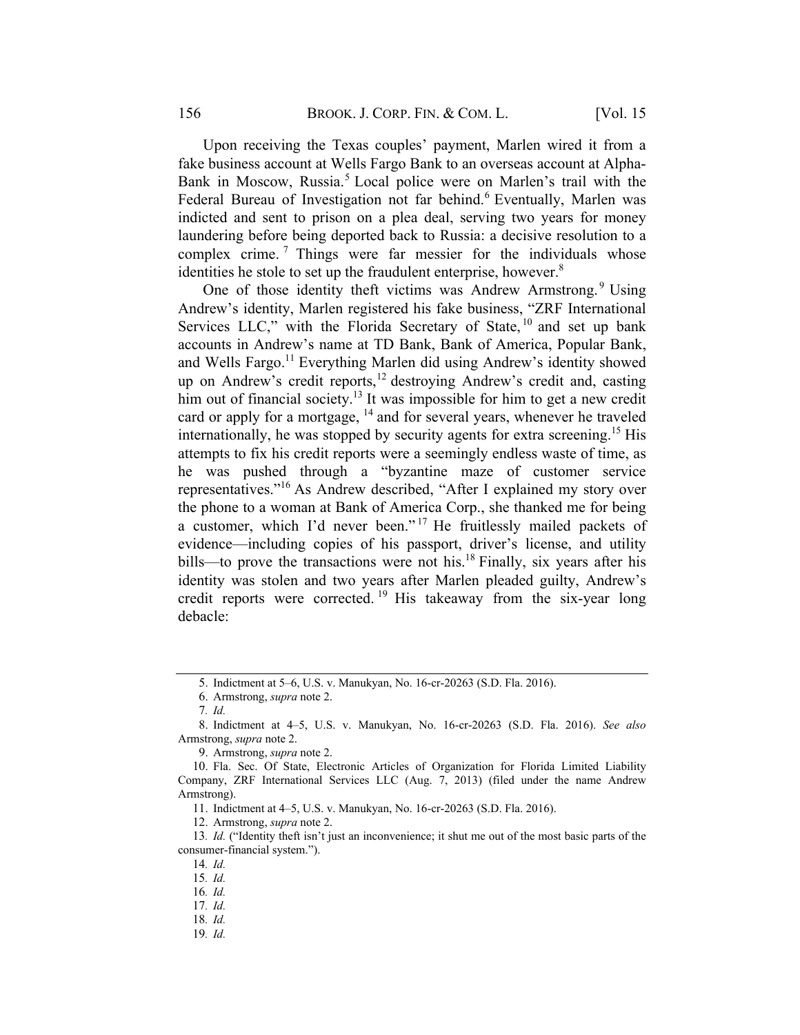Upon receiving the Texas couples' payment, Marlen wired it from a fake business account at Wells Fargo Bank to an overseas account at Alpha-Bank in Moscow, Russia.[5] Local police were on Marlen's trail with the Federal Bureau of Investigation not far behind.[6] Eventually, Marlen was indicted and sent to prison on a plea deal, serving two years for money laundering before being deported back to Russia: a decisive resolution to a complex crime.[7] Things were far messier for the individuals whose identities he stole to set up the fraudulent enterprise, however.[8]

One of those identity theft victims was Andrew Armstrong.[9] Using Andrew's identity, Marlen registered his fake business, "ZRF International Services LLC," with the Florida Secretary of State,[10] and set up bank accounts in Andrew's name at TD Bank, Bank of America, Popular Bank, and Wells Fargo.[11] Everything Marlen did using Andrew's identity showed up on Andrew's credit reports,[12] destroying Andrew's credit and, casting him out of financial society.[13] It was impossible for him to get a new credit card or apply for a mortgage,[14] and for several years, whenever he traveled internationally, he was stopped by security agents for extra screening.[15] His attempts to fix his credit reports were a seemingly endless waste of time, as he was pushed through a "byzantine maze of customer service representatives."[16] As Andrew described, "After I explained my story over the phone to a woman at Bank of America Corp., she thanked me for being a customer, which I'd never been."[17] He fruitlessly mailed packets of evidence—including copies of his passport, driver's license, and utility bills—to prove the transactions were not his.[18] Finally, six years after his identity was stolen and two years after Marlen pleaded guilty, Andrew's credit reports were corrected.[19] His takeaway from the six-year long debacle:

---

5. Indictment at 5–6, U.S. v. Manukyan, No. 16-cr-20263 (S.D. Fla. 2016).

6. Armstrong, *supra* note 2.

7. *Id.*

8. Indictment at 4–5, U.S. v. Manukyan, No. 16-cr-20263 (S.D. Fla. 2016). *See also* Armstrong, *supra* note 2.

9. Armstrong, *supra* note 2.

10. Fla. Sec. Of State, Electronic Articles of Organization for Florida Limited Liability Company, ZRF International Services LLC (Aug. 7, 2013) (filed under the name Andrew Armstrong).

11. Indictment at 4–5, U.S. v. Manukyan, No. 16-cr-20263 (S.D. Fla. 2016).

12. Armstrong, *supra* note 2.

13. *Id.* ("Identity theft isn't just an inconvenience; it shut me out of the most basic parts of the consumer-financial system.").

14. *Id.*

15. *Id.*

16. *Id.*

17. *Id.*

18. *Id.*

19. *Id.*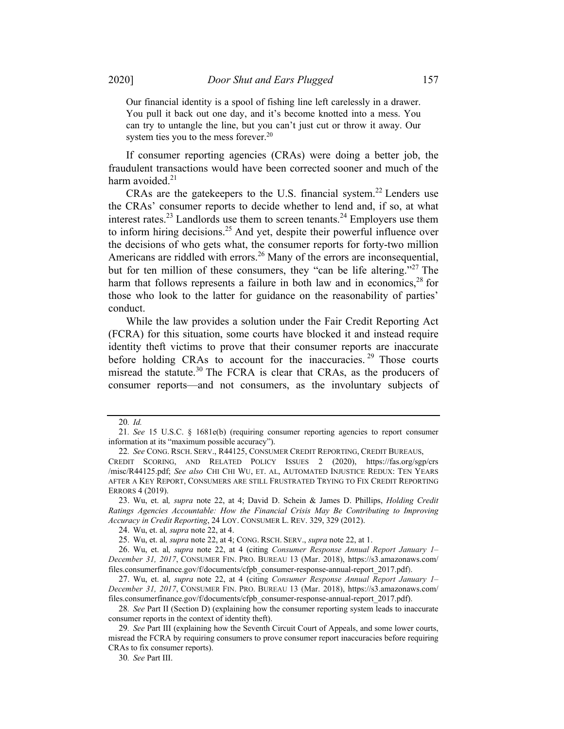> Our financial identity is a spool of fishing line left carelessly in a drawer. You pull it back out one day, and it's become knotted into a mess. You can try to untangle the line, but you can't just cut or throw it away. Our system ties you to the mess forever.[20]

If consumer reporting agencies (CRAs) were doing a better job, the fraudulent transactions would have been corrected sooner and much of the harm avoided.[21]

CRAs are the gatekeepers to the U.S. financial system.[22] Lenders use the CRAs' consumer reports to decide whether to lend and, if so, at what interest rates.[23] Landlords use them to screen tenants.[24] Employers use them to inform hiring decisions.[25] And yet, despite their powerful influence over the decisions of who gets what, the consumer reports for forty-two million Americans are riddled with errors.[26] Many of the errors are inconsequential, but for ten million of these consumers, they "can be life altering."[27] The harm that follows represents a failure in both law and in economics,[28] for those who look to the latter for guidance on the reasonability of parties' conduct.

While the law provides a solution under the Fair Credit Reporting Act (FCRA) for this situation, some courts have blocked it and instead require identity theft victims to prove that their consumer reports are inaccurate before holding CRAs to account for the inaccuracies.[29] Those courts misread the statute.[30] The FCRA is clear that CRAs, as the producers of consumer reports—and not consumers, as the involuntary subjects of

---

20. *Id.*

21. *See* 15 U.S.C. § 1681e(b) (requiring consumer reporting agencies to report consumer information at its "maximum possible accuracy").

22. *See* CONG. RSCH. SERV., R44125, CONSUMER CREDIT REPORTING, CREDIT BUREAUS, CREDIT SCORING, AND RELATED POLICY ISSUES 2 (2020), https://fas.org/sgp/crs/misc/R44125.pdf; *See also* CHI CHI WU, ET. AL, AUTOMATED INJUSTICE REDUX: TEN YEARS AFTER A KEY REPORT, CONSUMERS ARE STILL FRUSTRATED TRYING TO FIX CREDIT REPORTING ERRORS 4 (2019).

23. Wu, et. al*, supra* note 22, at 4; David D. Schein & James D. Phillips, *Holding Credit Ratings Agencies Accountable: How the Financial Crisis May Be Contributing to Improving Accuracy in Credit Reporting*, 24 LOY. CONSUMER L. REV. 329, 329 (2012).

24. Wu, et. al*, supra* note 22, at 4.

25. Wu, et. al*, supra* note 22, at 4; CONG. RSCH. SERV., *supra* note 22, at 1.

26. Wu, et. al*, supra* note 22, at 4 (citing *Consumer Response Annual Report January 1–December 31, 2017*, CONSUMER FIN. PRO. BUREAU 13 (Mar. 2018), https://s3.amazonaws.com/files.consumerfinance.gov/f/documents/cfpb_consumer-response-annual-report_2017.pdf).

27. Wu, et. al*, supra* note 22, at 4 (citing *Consumer Response Annual Report January 1–December 31, 2017*, CONSUMER FIN. PRO. BUREAU 13 (Mar. 2018), https://s3.amazonaws.com/files.consumerfinance.gov/f/documents/cfpb_consumer-response-annual-report_2017.pdf).

28. *See* Part II (Section D) (explaining how the consumer reporting system leads to inaccurate consumer reports in the context of identity theft).

29. *See* Part III (explaining how the Seventh Circuit Court of Appeals, and some lower courts, misread the FCRA by requiring consumers to prove consumer report inaccuracies before requiring CRAs to fix consumer reports).

30. *See* Part III.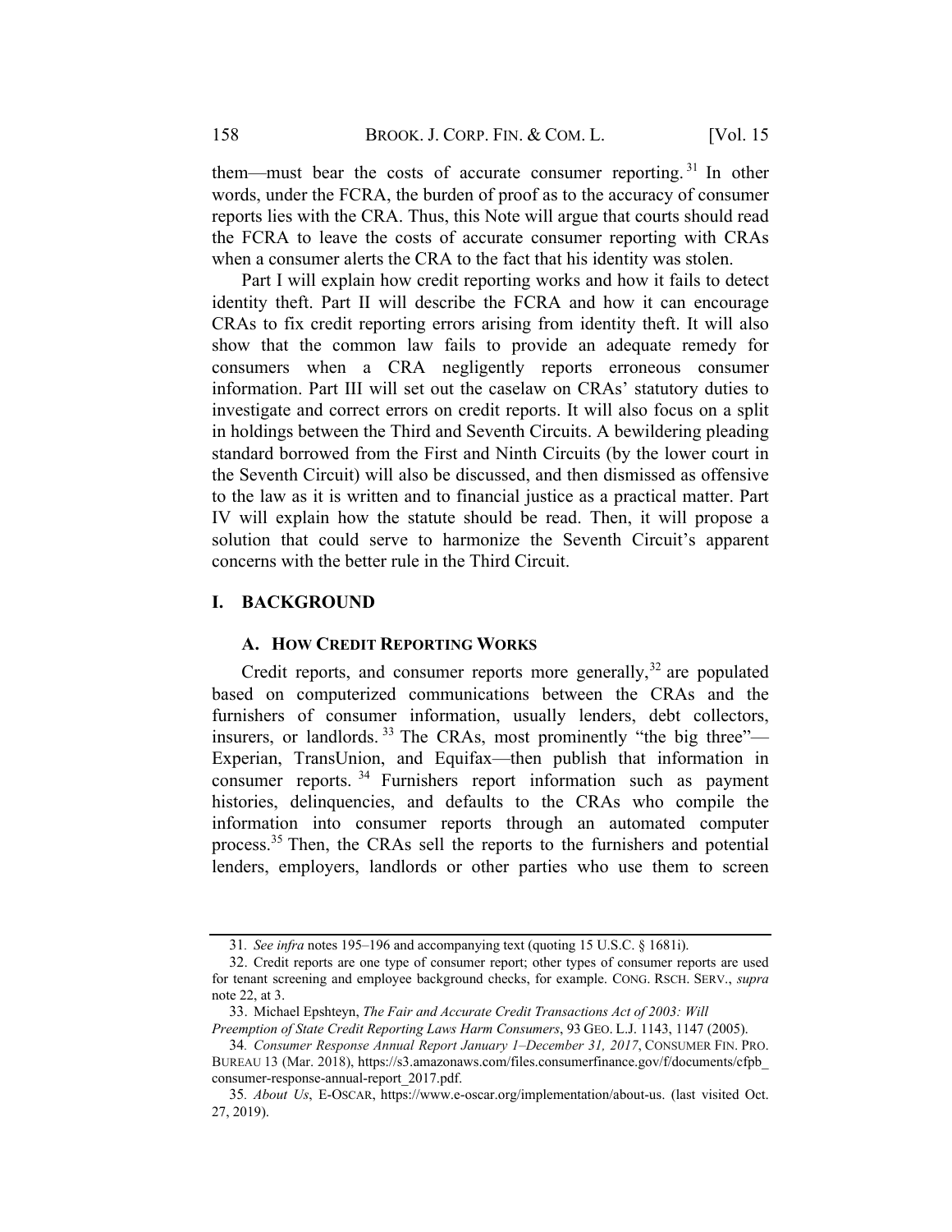them—must bear the costs of accurate consumer reporting.[31] In other words, under the FCRA, the burden of proof as to the accuracy of consumer reports lies with the CRA. Thus, this Note will argue that courts should read the FCRA to leave the costs of accurate consumer reporting with CRAs when a consumer alerts the CRA to the fact that his identity was stolen.

Part I will explain how credit reporting works and how it fails to detect identity theft. Part II will describe the FCRA and how it can encourage CRAs to fix credit reporting errors arising from identity theft. It will also show that the common law fails to provide an adequate remedy for consumers when a CRA negligently reports erroneous consumer information. Part III will set out the caselaw on CRAs' statutory duties to investigate and correct errors on credit reports. It will also focus on a split in holdings between the Third and Seventh Circuits. A bewildering pleading standard borrowed from the First and Ninth Circuits (by the lower court in the Seventh Circuit) will also be discussed, and then dismissed as offensive to the law as it is written and to financial justice as a practical matter. Part IV will explain how the statute should be read. Then, it will propose a solution that could serve to harmonize the Seventh Circuit's apparent concerns with the better rule in the Third Circuit.

## I. BACKGROUND

### A. HOW CREDIT REPORTING WORKS

Credit reports, and consumer reports more generally,[32] are populated based on computerized communications between the CRAs and the furnishers of consumer information, usually lenders, debt collectors, insurers, or landlords.[33] The CRAs, most prominently "the big three"—Experian, TransUnion, and Equifax—then publish that information in consumer reports.[34] Furnishers report information such as payment histories, delinquencies, and defaults to the CRAs who compile the information into consumer reports through an automated computer process.[35] Then, the CRAs sell the reports to the furnishers and potential lenders, employers, landlords or other parties who use them to screen

---

31. *See infra* notes 195–196 and accompanying text (quoting 15 U.S.C. § 1681i).

32. Credit reports are one type of consumer report; other types of consumer reports are used for tenant screening and employee background checks, for example. CONG. RSCH. SERV., *supra* note 22, at 3.

33. Michael Epshteyn, *The Fair and Accurate Credit Transactions Act of 2003: Will Preemption of State Credit Reporting Laws Harm Consumers*, 93 GEO. L.J. 1143, 1147 (2005).

34. *Consumer Response Annual Report January 1–December 31, 2017*, CONSUMER FIN. PRO. BUREAU 13 (Mar. 2018), https://s3.amazonaws.com/files.consumerfinance.gov/f/documents/cfpb_consumer-response-annual-report_2017.pdf.

35. *About Us*, E-OSCAR, https://www.e-oscar.org/implementation/about-us. (last visited Oct. 27, 2019).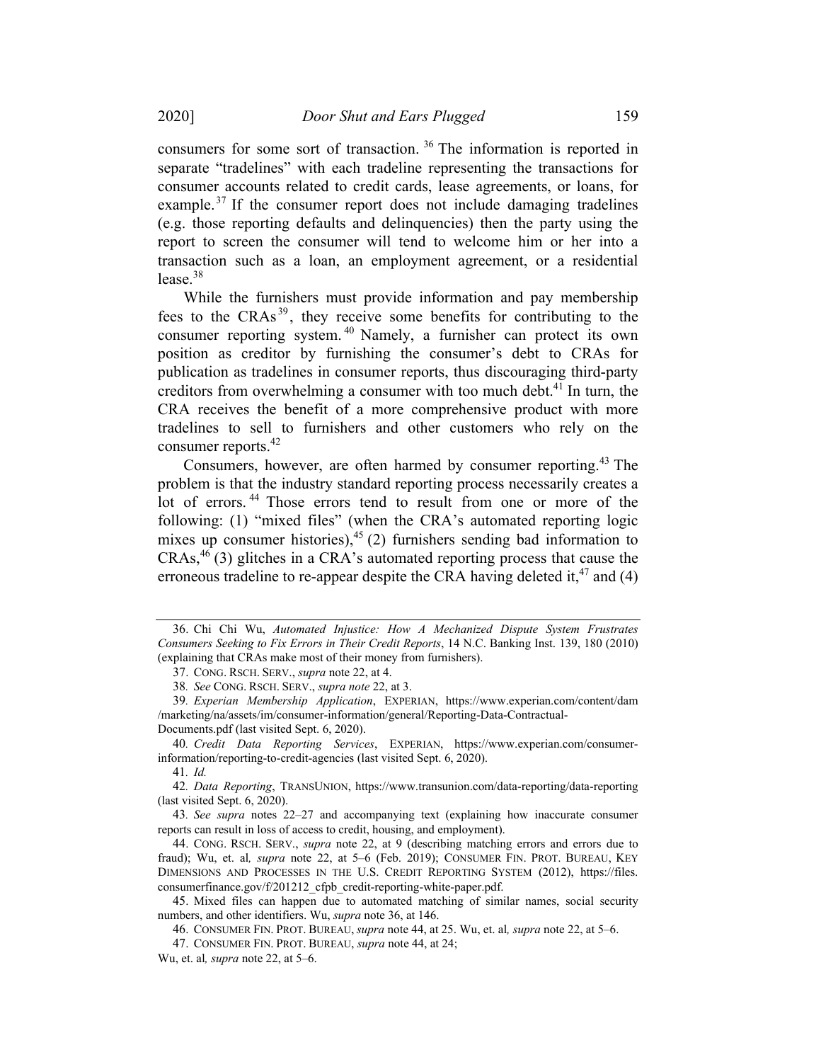consumers for some sort of transaction.[36] The information is reported in separate "tradelines" with each tradeline representing the transactions for consumer accounts related to credit cards, lease agreements, or loans, for example.[37] If the consumer report does not include damaging tradelines (e.g. those reporting defaults and delinquencies) then the party using the report to screen the consumer will tend to welcome him or her into a transaction such as a loan, an employment agreement, or a residential lease.[38]

While the furnishers must provide information and pay membership fees to the CRAs[39], they receive some benefits for contributing to the consumer reporting system.[40] Namely, a furnisher can protect its own position as creditor by furnishing the consumer's debt to CRAs for publication as tradelines in consumer reports, thus discouraging third-party creditors from overwhelming a consumer with too much debt.[41] In turn, the CRA receives the benefit of a more comprehensive product with more tradelines to sell to furnishers and other customers who rely on the consumer reports.[42]

Consumers, however, are often harmed by consumer reporting.[43] The problem is that the industry standard reporting process necessarily creates a lot of errors.[44] Those errors tend to result from one or more of the following: (1) "mixed files" (when the CRA's automated reporting logic mixes up consumer histories),[45] (2) furnishers sending bad information to CRAs,[46] (3) glitches in a CRA's automated reporting process that cause the erroneous tradeline to re-appear despite the CRA having deleted it,[47] and (4)

---

36. Chi Chi Wu, *Automated Injustice: How A Mechanized Dispute System Frustrates Consumers Seeking to Fix Errors in Their Credit Reports*, 14 N.C. Banking Inst. 139, 180 (2010) (explaining that CRAs make most of their money from furnishers).

37. CONG. RSCH. SERV., *supra* note 22, at 4.

38. *See* CONG. RSCH. SERV., *supra note* 22, at 3.

39. *Experian Membership Application*, EXPERIAN, https://www.experian.com/content/dam/marketing/na/assets/im/consumer-information/general/Reporting-Data-Contractual-Documents.pdf (last visited Sept. 6, 2020).

40. *Credit Data Reporting Services*, EXPERIAN, https://www.experian.com/consumer-information/reporting-to-credit-agencies (last visited Sept. 6, 2020).

41. *Id.*

42. *Data Reporting*, TRANSUNION, https://www.transunion.com/data-reporting/data-reporting (last visited Sept. 6, 2020).

43. *See supra* notes 22–27 and accompanying text (explaining how inaccurate consumer reports can result in loss of access to credit, housing, and employment).

44. CONG. RSCH. SERV., *supra* note 22, at 9 (describing matching errors and errors due to fraud); Wu, et. al*, supra* note 22, at 5–6 (Feb. 2019); CONSUMER FIN. PROT. BUREAU, KEY DIMENSIONS AND PROCESSES IN THE U.S. CREDIT REPORTING SYSTEM (2012), https://files.consumerfinance.gov/f/201212_cfpb_credit-reporting-white-paper.pdf.

45. Mixed files can happen due to automated matching of similar names, social security numbers, and other identifiers. Wu, *supra* note 36, at 146.

46. CONSUMER FIN. PROT. BUREAU, *supra* note 44, at 25. Wu, et. al*, supra* note 22, at 5–6.

47. CONSUMER FIN. PROT. BUREAU, *supra* note 44, at 24; Wu, et. al*, supra* note 22, at 5–6.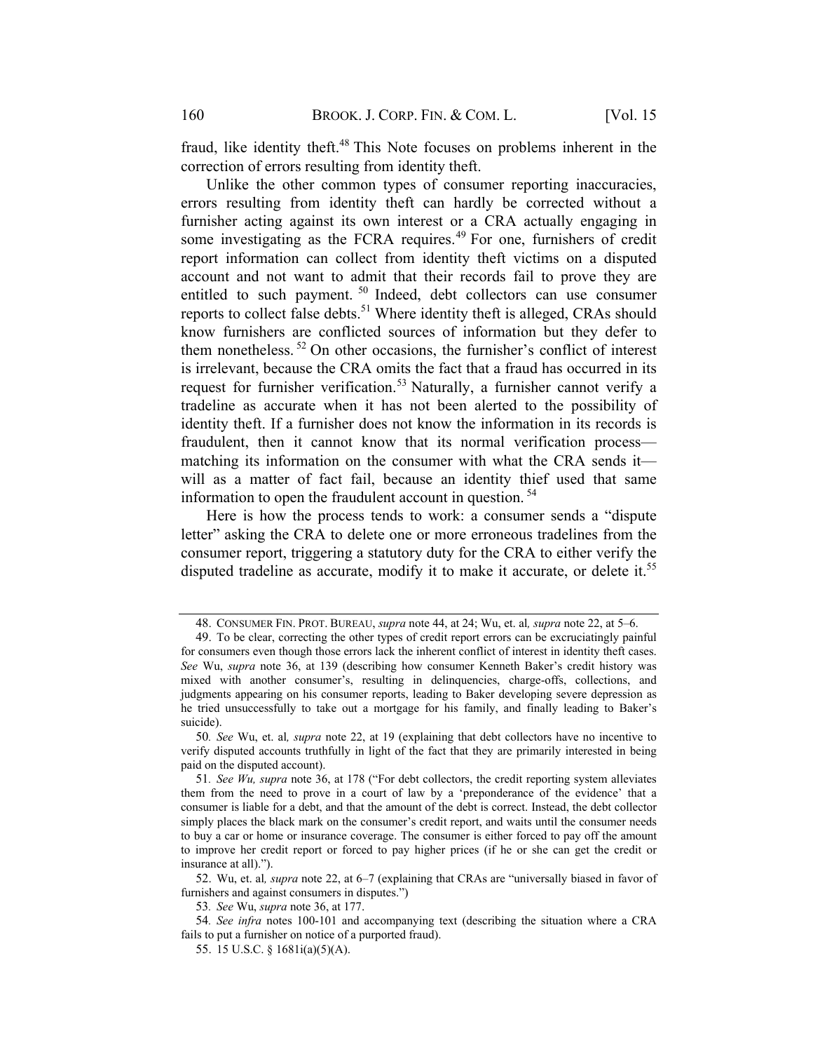fraud, like identity theft.[48] This Note focuses on problems inherent in the correction of errors resulting from identity theft.

Unlike the other common types of consumer reporting inaccuracies, errors resulting from identity theft can hardly be corrected without a furnisher acting against its own interest or a CRA actually engaging in some investigating as the FCRA requires.[49] For one, furnishers of credit report information can collect from identity theft victims on a disputed account and not want to admit that their records fail to prove they are entitled to such payment.[50] Indeed, debt collectors can use consumer reports to collect false debts.[51] Where identity theft is alleged, CRAs should know furnishers are conflicted sources of information but they defer to them nonetheless.[52] On other occasions, the furnisher's conflict of interest is irrelevant, because the CRA omits the fact that a fraud has occurred in its request for furnisher verification.[53] Naturally, a furnisher cannot verify a tradeline as accurate when it has not been alerted to the possibility of identity theft. If a furnisher does not know the information in its records is fraudulent, then it cannot know that its normal verification process—matching its information on the consumer with what the CRA sends it—will as a matter of fact fail, because an identity thief used that same information to open the fraudulent account in question.[54]

Here is how the process tends to work: a consumer sends a "dispute letter" asking the CRA to delete one or more erroneous tradelines from the consumer report, triggering a statutory duty for the CRA to either verify the disputed tradeline as accurate, modify it to make it accurate, or delete it.[55]

---

48. CONSUMER FIN. PROT. BUREAU, *supra* note 44, at 24; Wu, et. al*, supra* note 22, at 5–6.

49. To be clear, correcting the other types of credit report errors can be excruciatingly painful for consumers even though those errors lack the inherent conflict of interest in identity theft cases. *See* Wu, *supra* note 36, at 139 (describing how consumer Kenneth Baker's credit history was mixed with another consumer's, resulting in delinquencies, charge-offs, collections, and judgments appearing on his consumer reports, leading to Baker developing severe depression as he tried unsuccessfully to take out a mortgage for his family, and finally leading to Baker's suicide).

50*. See* Wu, et. al*, supra* note 22, at 19 (explaining that debt collectors have no incentive to verify disputed accounts truthfully in light of the fact that they are primarily interested in being paid on the disputed account).

51*. See Wu, supra* note 36, at 178 ("For debt collectors, the credit reporting system alleviates them from the need to prove in a court of law by a 'preponderance of the evidence' that a consumer is liable for a debt, and that the amount of the debt is correct. Instead, the debt collector simply places the black mark on the consumer's credit report, and waits until the consumer needs to buy a car or home or insurance coverage. The consumer is either forced to pay off the amount to improve her credit report or forced to pay higher prices (if he or she can get the credit or insurance at all).").

52. Wu, et. al*, supra* note 22, at 6–7 (explaining that CRAs are "universally biased in favor of furnishers and against consumers in disputes.")

53*. See* Wu, *supra* note 36, at 177.

54*. See infra* notes 100-101 and accompanying text (describing the situation where a CRA fails to put a furnisher on notice of a purported fraud).

55. 15 U.S.C. § 1681i(a)(5)(A).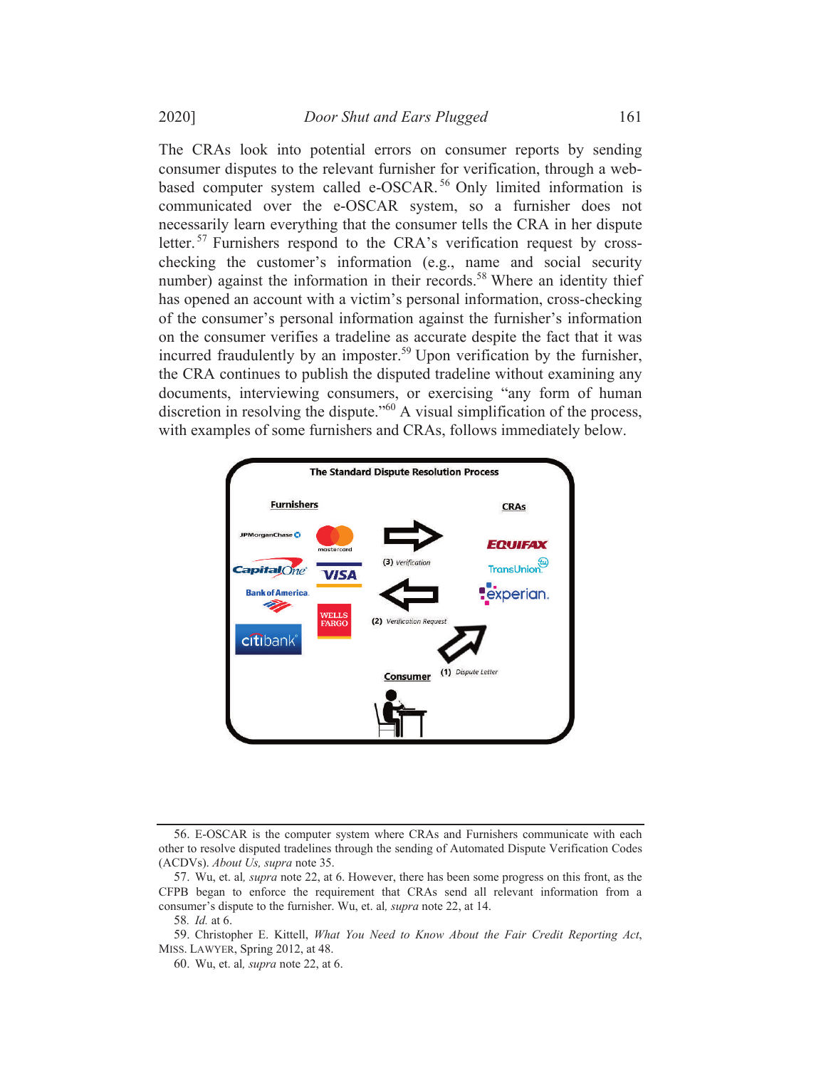The CRAs look into potential errors on consumer reports by sending consumer disputes to the relevant furnisher for verification, through a web-based computer system called e-OSCAR.[56] Only limited information is communicated over the e-OSCAR system, so a furnisher does not necessarily learn everything that the consumer tells the CRA in her dispute letter.[57] Furnishers respond to the CRA's verification request by cross-checking the customer's information (e.g., name and social security number) against the information in their records.[58] Where an identity thief has opened an account with a victim's personal information, cross-checking of the consumer's personal information against the furnisher's information on the consumer verifies a tradeline as accurate despite the fact that it was incurred fraudulently by an imposter.[59] Upon verification by the furnisher, the CRA continues to publish the disputed tradeline without examining any documents, interviewing consumers, or exercising "any form of human discretion in resolving the dispute."[60] A visual simplification of the process, with examples of some furnishers and CRAs, follows immediately below.

**The Standard Dispute Resolution Process**

Furnishers: JPMorganChase, Mastercard, CapitalOne, VISA, Bank of America, Wells Fargo, citibank

CRAs: Equifax, TransUnion, experian

(1) Dispute Letter — Consumer → CRAs

(2) Verification Request — CRAs → Furnishers

(3) Verification — Furnishers → CRAs

---

56. E-OSCAR is the computer system where CRAs and Furnishers communicate with each other to resolve disputed tradelines through the sending of Automated Dispute Verification Codes (ACDVs). *About Us, supra* note 35.

57. Wu, et. al, *supra* note 22, at 6. However, there has been some progress on this front, as the CFPB began to enforce the requirement that CRAs send all relevant information from a consumer's dispute to the furnisher. Wu, et. al, *supra* note 22, at 14.

58. *Id.* at 6.

59. Christopher E. Kittell, *What You Need to Know About the Fair Credit Reporting Act*, MISS. LAWYER, Spring 2012, at 48.

60. Wu, et. al, *supra* note 22, at 6.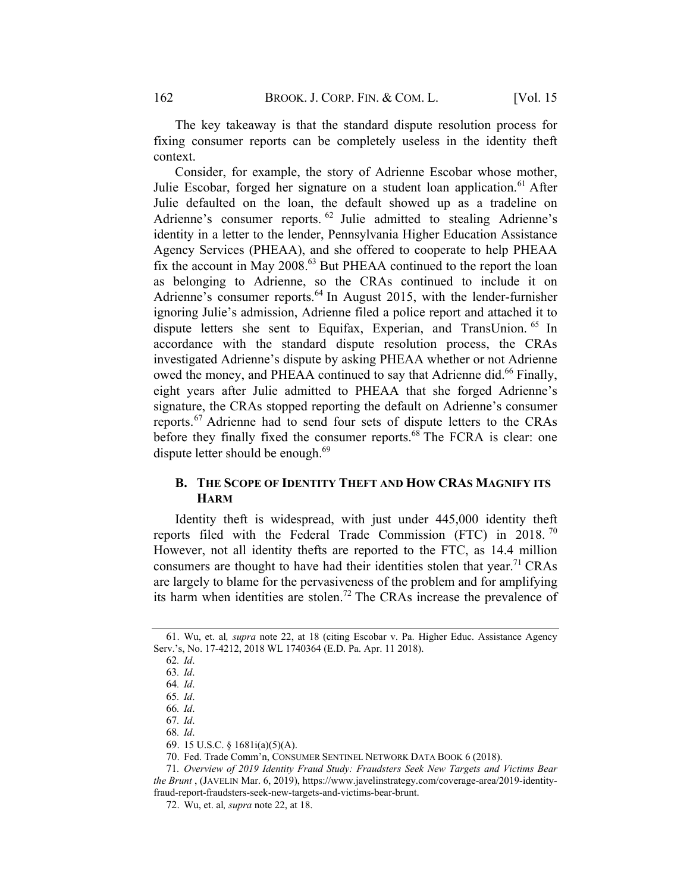The key takeaway is that the standard dispute resolution process for fixing consumer reports can be completely useless in the identity theft context.

Consider, for example, the story of Adrienne Escobar whose mother, Julie Escobar, forged her signature on a student loan application.[61] After Julie defaulted on the loan, the default showed up as a tradeline on Adrienne's consumer reports.[62] Julie admitted to stealing Adrienne's identity in a letter to the lender, Pennsylvania Higher Education Assistance Agency Services (PHEAA), and she offered to cooperate to help PHEAA fix the account in May 2008.[63] But PHEAA continued to the report the loan as belonging to Adrienne, so the CRAs continued to include it on Adrienne's consumer reports.[64] In August 2015, with the lender-furnisher ignoring Julie's admission, Adrienne filed a police report and attached it to dispute letters she sent to Equifax, Experian, and TransUnion.[65] In accordance with the standard dispute resolution process, the CRAs investigated Adrienne's dispute by asking PHEAA whether or not Adrienne owed the money, and PHEAA continued to say that Adrienne did.[66] Finally, eight years after Julie admitted to PHEAA that she forged Adrienne's signature, the CRAs stopped reporting the default on Adrienne's consumer reports.[67] Adrienne had to send four sets of dispute letters to the CRAs before they finally fixed the consumer reports.[68] The FCRA is clear: one dispute letter should be enough.[69]

## B. The Scope of Identity Theft and How CRAs Magnify its Harm

Identity theft is widespread, with just under 445,000 identity theft reports filed with the Federal Trade Commission (FTC) in 2018.[70] However, not all identity thefts are reported to the FTC, as 14.4 million consumers are thought to have had their identities stolen that year.[71] CRAs are largely to blame for the pervasiveness of the problem and for amplifying its harm when identities are stolen.[72] The CRAs increase the prevalence of

---

61. Wu, et. al, *supra* note 22, at 18 (citing Escobar v. Pa. Higher Educ. Assistance Agency Serv.'s, No. 17-4212, 2018 WL 1740364 (E.D. Pa. Apr. 11 2018).

62. *Id*.

63. *Id*.

64. *Id*.

65. *Id*.

66. *Id*.

67. *Id*.

68. *Id*.

69. 15 U.S.C. § 1681i(a)(5)(A).

70. Fed. Trade Comm'n, CONSUMER SENTINEL NETWORK DATA BOOK 6 (2018).

71. *Overview of 2019 Identity Fraud Study: Fraudsters Seek New Targets and Victims Bear the Brunt* , (JAVELIN Mar. 6, 2019), https://www.javelinstrategy.com/coverage-area/2019-identity-fraud-report-fraudsters-seek-new-targets-and-victims-bear-brunt.

72. Wu, et. al, *supra* note 22, at 18.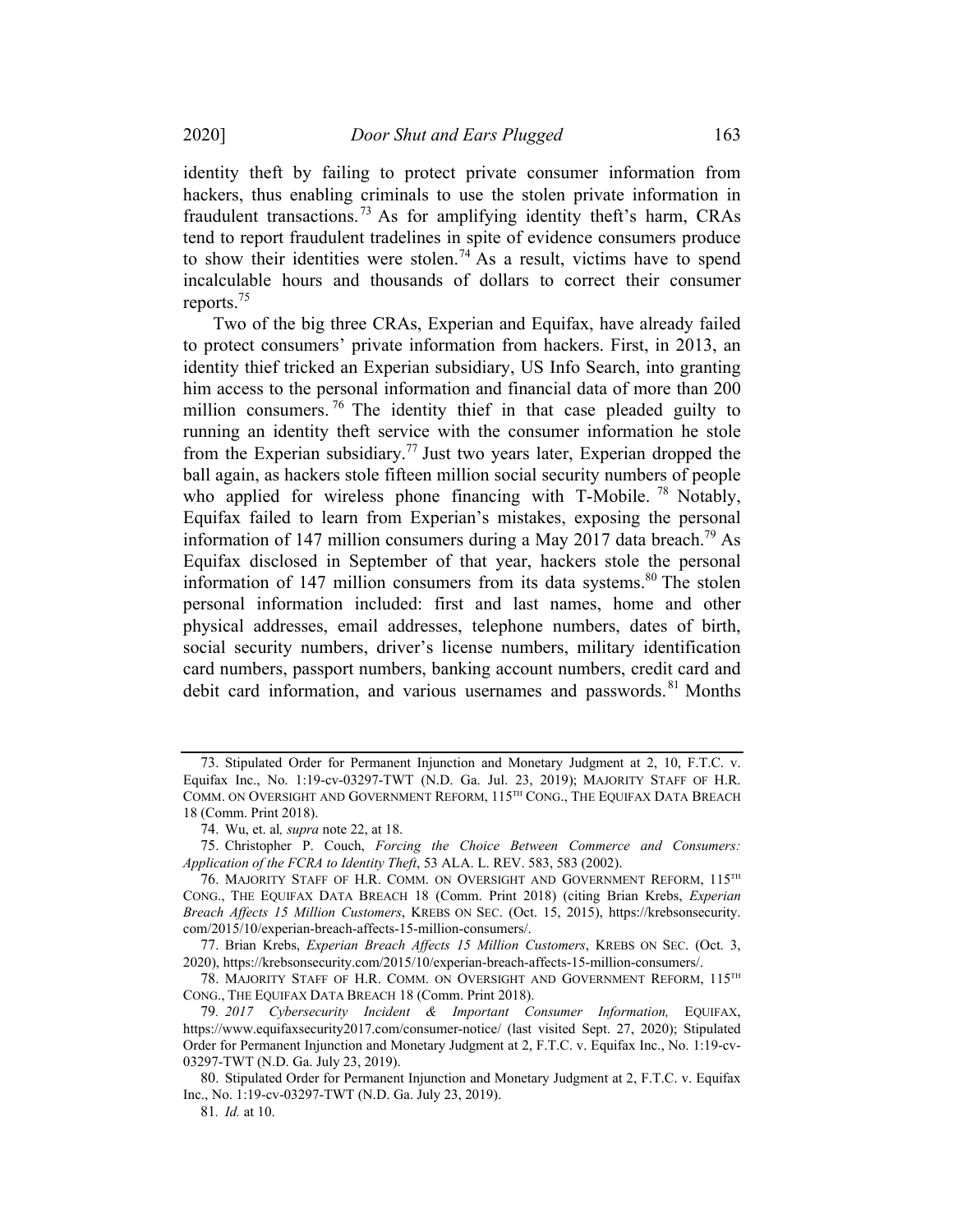identity theft by failing to protect private consumer information from hackers, thus enabling criminals to use the stolen private information in fraudulent transactions.[73] As for amplifying identity theft's harm, CRAs tend to report fraudulent tradelines in spite of evidence consumers produce to show their identities were stolen.[74] As a result, victims have to spend incalculable hours and thousands of dollars to correct their consumer reports.[75]

Two of the big three CRAs, Experian and Equifax, have already failed to protect consumers' private information from hackers. First, in 2013, an identity thief tricked an Experian subsidiary, US Info Search, into granting him access to the personal information and financial data of more than 200 million consumers.[76] The identity thief in that case pleaded guilty to running an identity theft service with the consumer information he stole from the Experian subsidiary.[77] Just two years later, Experian dropped the ball again, as hackers stole fifteen million social security numbers of people who applied for wireless phone financing with T-Mobile.[78] Notably, Equifax failed to learn from Experian's mistakes, exposing the personal information of 147 million consumers during a May 2017 data breach.[79] As Equifax disclosed in September of that year, hackers stole the personal information of 147 million consumers from its data systems.[80] The stolen personal information included: first and last names, home and other physical addresses, email addresses, telephone numbers, dates of birth, social security numbers, driver's license numbers, military identification card numbers, passport numbers, banking account numbers, credit card and debit card information, and various usernames and passwords.[81] Months

---

73. Stipulated Order for Permanent Injunction and Monetary Judgment at 2, 10, F.T.C. v. Equifax Inc., No. 1:19-cv-03297-TWT (N.D. Ga. Jul. 23, 2019); MAJORITY STAFF OF H.R. COMM. ON OVERSIGHT AND GOVERNMENT REFORM, 115TH CONG., THE EQUIFAX DATA BREACH 18 (Comm. Print 2018).

74. Wu, et. al, *supra* note 22, at 18.

75. Christopher P. Couch, *Forcing the Choice Between Commerce and Consumers: Application of the FCRA to Identity Theft*, 53 ALA. L. REV. 583, 583 (2002).

76. MAJORITY STAFF OF H.R. COMM. ON OVERSIGHT AND GOVERNMENT REFORM, 115TH CONG., THE EQUIFAX DATA BREACH 18 (Comm. Print 2018) (citing Brian Krebs, *Experian Breach Affects 15 Million Customers*, KREBS ON SEC. (Oct. 15, 2015), https://krebsonsecurity.com/2015/10/experian-breach-affects-15-million-consumers/.

77. Brian Krebs, *Experian Breach Affects 15 Million Customers*, KREBS ON SEC. (Oct. 3, 2020), https://krebsonsecurity.com/2015/10/experian-breach-affects-15-million-consumers/.

78. MAJORITY STAFF OF H.R. COMM. ON OVERSIGHT AND GOVERNMENT REFORM, 115TH CONG., THE EQUIFAX DATA BREACH 18 (Comm. Print 2018).

79. *2017 Cybersecurity Incident & Important Consumer Information,* EQUIFAX, https://www.equifaxsecurity2017.com/consumer-notice/ (last visited Sept. 27, 2020); Stipulated Order for Permanent Injunction and Monetary Judgment at 2, F.T.C. v. Equifax Inc., No. 1:19-cv-03297-TWT (N.D. Ga. July 23, 2019).

80. Stipulated Order for Permanent Injunction and Monetary Judgment at 2, F.T.C. v. Equifax Inc., No. 1:19-cv-03297-TWT (N.D. Ga. July 23, 2019).

81. *Id.* at 10.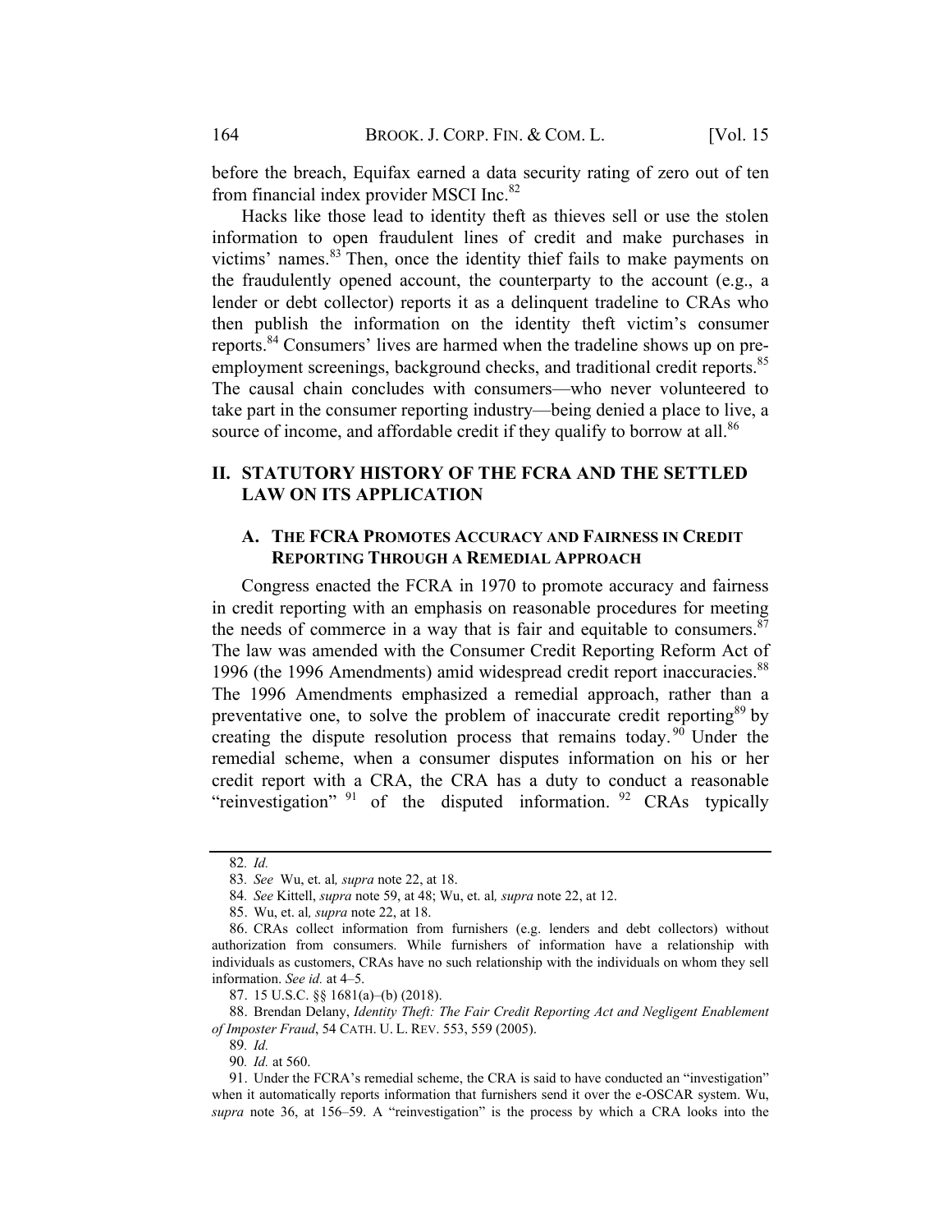before the breach, Equifax earned a data security rating of zero out of ten from financial index provider MSCI Inc.[82]

Hacks like those lead to identity theft as thieves sell or use the stolen information to open fraudulent lines of credit and make purchases in victims' names.[83] Then, once the identity thief fails to make payments on the fraudulently opened account, the counterparty to the account (e.g., a lender or debt collector) reports it as a delinquent tradeline to CRAs who then publish the information on the identity theft victim's consumer reports.[84] Consumers' lives are harmed when the tradeline shows up on pre-employment screenings, background checks, and traditional credit reports.[85] The causal chain concludes with consumers—who never volunteered to take part in the consumer reporting industry—being denied a place to live, a source of income, and affordable credit if they qualify to borrow at all.[86]

## II. STATUTORY HISTORY OF THE FCRA AND THE SETTLED LAW ON ITS APPLICATION

### A. THE FCRA PROMOTES ACCURACY AND FAIRNESS IN CREDIT REPORTING THROUGH A REMEDIAL APPROACH

Congress enacted the FCRA in 1970 to promote accuracy and fairness in credit reporting with an emphasis on reasonable procedures for meeting the needs of commerce in a way that is fair and equitable to consumers.[87] The law was amended with the Consumer Credit Reporting Reform Act of 1996 (the 1996 Amendments) amid widespread credit report inaccuracies.[88] The 1996 Amendments emphasized a remedial approach, rather than a preventative one, to solve the problem of inaccurate credit reporting[89] by creating the dispute resolution process that remains today.[90] Under the remedial scheme, when a consumer disputes information on his or her credit report with a CRA, the CRA has a duty to conduct a reasonable "reinvestigation"[91] of the disputed information.[92] CRAs typically

---

82. *Id.*

83. *See* Wu, et. al*, supra* note 22, at 18.

84. *See* Kittell, *supra* note 59, at 48; Wu, et. al*, supra* note 22, at 12.

85. Wu, et. al*, supra* note 22, at 18.

86. CRAs collect information from furnishers (e.g. lenders and debt collectors) without authorization from consumers. While furnishers of information have a relationship with individuals as customers, CRAs have no such relationship with the individuals on whom they sell information. *See id.* at 4–5.

87. 15 U.S.C. §§ 1681(a)–(b) (2018).

88. Brendan Delany, *Identity Theft: The Fair Credit Reporting Act and Negligent Enablement of Imposter Fraud*, 54 CATH. U. L. REV. 553, 559 (2005).

89. *Id.*

90. *Id.* at 560.

91. Under the FCRA's remedial scheme, the CRA is said to have conducted an "investigation" when it automatically reports information that furnishers send it over the e-OSCAR system. Wu, *supra* note 36, at 156–59. A "reinvestigation" is the process by which a CRA looks into the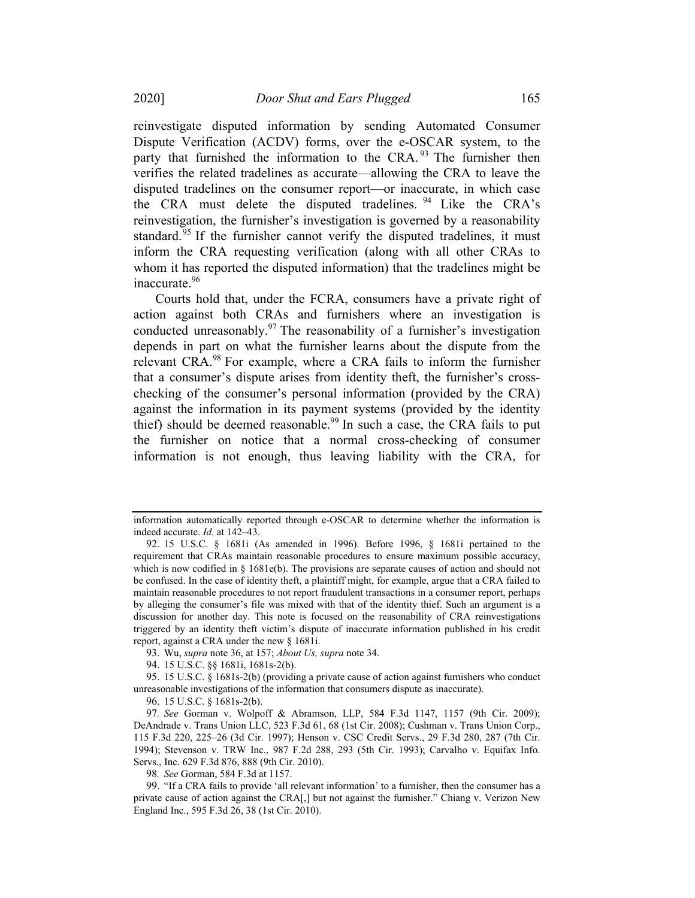reinvestigate disputed information by sending Automated Consumer Dispute Verification (ACDV) forms, over the e-OSCAR system, to the party that furnished the information to the CRA.[93] The furnisher then verifies the related tradelines as accurate—allowing the CRA to leave the disputed tradelines on the consumer report—or inaccurate, in which case the CRA must delete the disputed tradelines.[94] Like the CRA's reinvestigation, the furnisher's investigation is governed by a reasonability standard.[95] If the furnisher cannot verify the disputed tradelines, it must inform the CRA requesting verification (along with all other CRAs to whom it has reported the disputed information) that the tradelines might be inaccurate.[96]

Courts hold that, under the FCRA, consumers have a private right of action against both CRAs and furnishers where an investigation is conducted unreasonably.[97] The reasonability of a furnisher's investigation depends in part on what the furnisher learns about the dispute from the relevant CRA.[98] For example, where a CRA fails to inform the furnisher that a consumer's dispute arises from identity theft, the furnisher's cross-checking of the consumer's personal information (provided by the CRA) against the information in its payment systems (provided by the identity thief) should be deemed reasonable.[99] In such a case, the CRA fails to put the furnisher on notice that a normal cross-checking of consumer information is not enough, thus leaving liability with the CRA, for

---

information automatically reported through e-OSCAR to determine whether the information is indeed accurate. *Id.* at 142–43.

92. 15 U.S.C. § 1681i (As amended in 1996). Before 1996, § 1681i pertained to the requirement that CRAs maintain reasonable procedures to ensure maximum possible accuracy, which is now codified in § 1681e(b). The provisions are separate causes of action and should not be confused. In the case of identity theft, a plaintiff might, for example, argue that a CRA failed to maintain reasonable procedures to not report fraudulent transactions in a consumer report, perhaps by alleging the consumer's file was mixed with that of the identity thief. Such an argument is a discussion for another day. This note is focused on the reasonability of CRA reinvestigations triggered by an identity theft victim's dispute of inaccurate information published in his credit report, against a CRA under the new § 1681i.

93. Wu, *supra* note 36, at 157; *About Us, supra* note 34.

94. 15 U.S.C. §§ 1681i, 1681s-2(b).

95. 15 U.S.C. § 1681s-2(b) (providing a private cause of action against furnishers who conduct unreasonable investigations of the information that consumers dispute as inaccurate).

96. 15 U.S.C. § 1681s-2(b).

97. *See* Gorman v. Wolpoff & Abramson, LLP, 584 F.3d 1147, 1157 (9th Cir. 2009); DeAndrade v. Trans Union LLC, 523 F.3d 61, 68 (1st Cir. 2008); Cushman v. Trans Union Corp., 115 F.3d 220, 225–26 (3d Cir. 1997); Henson v. CSC Credit Servs., 29 F.3d 280, 287 (7th Cir. 1994); Stevenson v. TRW Inc., 987 F.2d 288, 293 (5th Cir. 1993); Carvalho v. Equifax Info. Servs., Inc. 629 F.3d 876, 888 (9th Cir. 2010).

98. *See* Gorman, 584 F.3d at 1157.

99. "If a CRA fails to provide 'all relevant information' to a furnisher, then the consumer has a private cause of action against the CRA[,] but not against the furnisher." Chiang v. Verizon New England Inc., 595 F.3d 26, 38 (1st Cir. 2010).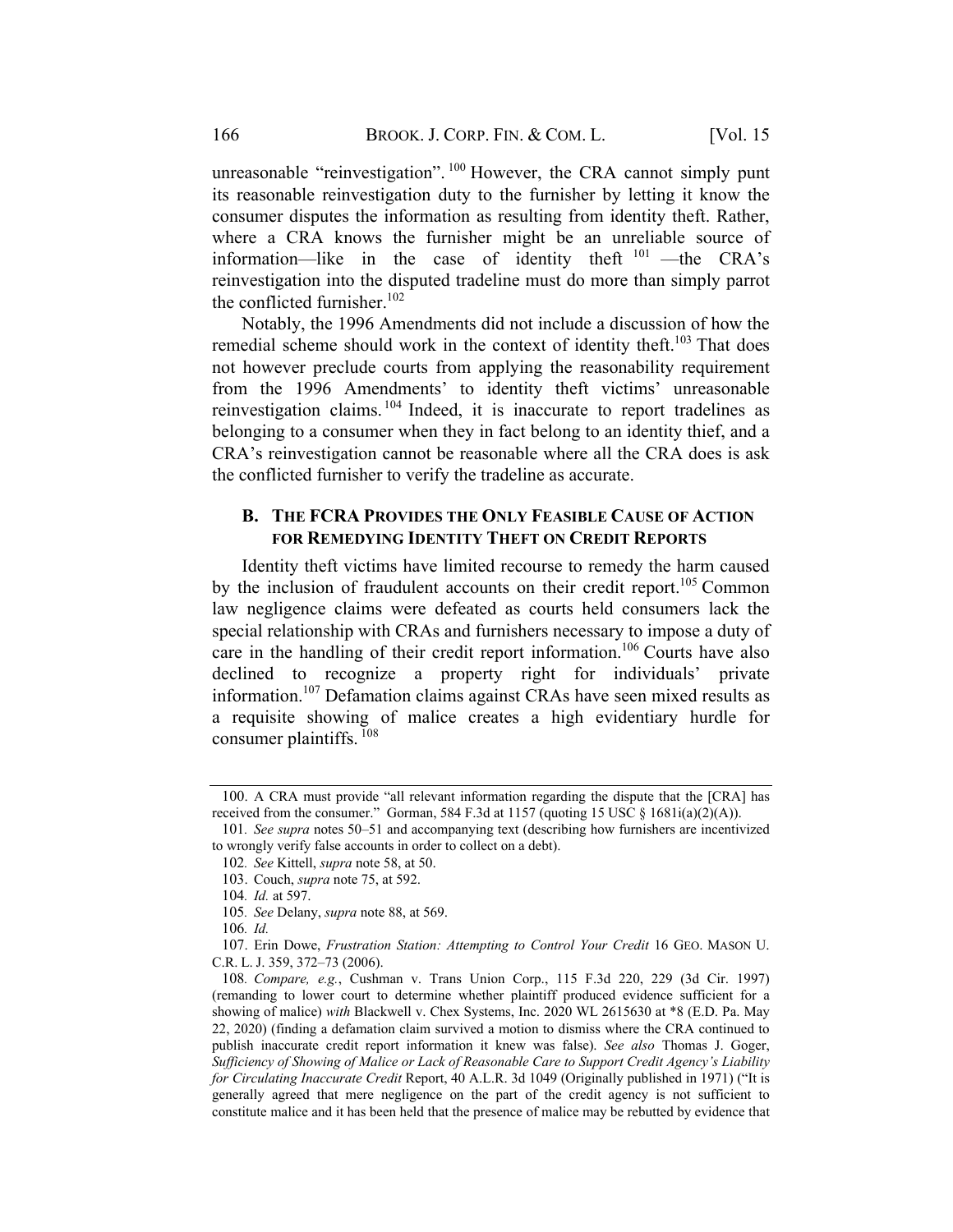unreasonable "reinvestigation".[100] However, the CRA cannot simply punt its reasonable reinvestigation duty to the furnisher by letting it know the consumer disputes the information as resulting from identity theft. Rather, where a CRA knows the furnisher might be an unreliable source of information—like in the case of identity theft [101] —the CRA's reinvestigation into the disputed tradeline must do more than simply parrot the conflicted furnisher.[102]

Notably, the 1996 Amendments did not include a discussion of how the remedial scheme should work in the context of identity theft.[103] That does not however preclude courts from applying the reasonability requirement from the 1996 Amendments' to identity theft victims' unreasonable reinvestigation claims.[104] Indeed, it is inaccurate to report tradelines as belonging to a consumer when they in fact belong to an identity thief, and a CRA's reinvestigation cannot be reasonable where all the CRA does is ask the conflicted furnisher to verify the tradeline as accurate.

### B. THE FCRA PROVIDES THE ONLY FEASIBLE CAUSE OF ACTION FOR REMEDYING IDENTITY THEFT ON CREDIT REPORTS

Identity theft victims have limited recourse to remedy the harm caused by the inclusion of fraudulent accounts on their credit report.[105] Common law negligence claims were defeated as courts held consumers lack the special relationship with CRAs and furnishers necessary to impose a duty of care in the handling of their credit report information.[106] Courts have also declined to recognize a property right for individuals' private information.[107] Defamation claims against CRAs have seen mixed results as a requisite showing of malice creates a high evidentiary hurdle for consumer plaintiffs.[108]

---

100. A CRA must provide "all relevant information regarding the dispute that the [CRA] has received from the consumer." Gorman, 584 F.3d at 1157 (quoting 15 USC § 1681i(a)(2)(A)).

101. *See supra* notes 50–51 and accompanying text (describing how furnishers are incentivized to wrongly verify false accounts in order to collect on a debt).

102. *See* Kittell, *supra* note 58, at 50.

103. Couch, *supra* note 75, at 592.

104. *Id.* at 597.

105. *See* Delany, *supra* note 88, at 569.

106. *Id.*

107. Erin Dowe, *Frustration Station: Attempting to Control Your Credit* 16 GEO. MASON U. C.R. L. J. 359, 372–73 (2006).

108. *Compare, e.g.*, Cushman v. Trans Union Corp., 115 F.3d 220, 229 (3d Cir. 1997) (remanding to lower court to determine whether plaintiff produced evidence sufficient for a showing of malice) *with* Blackwell v. Chex Systems, Inc. 2020 WL 2615630 at *8 (E.D. Pa. May 22, 2020) (finding a defamation claim survived a motion to dismiss where the CRA continued to publish inaccurate credit report information it knew was false). *See also* Thomas J. Goger, *Sufficiency of Showing of Malice or Lack of Reasonable Care to Support Credit Agency's Liability for Circulating Inaccurate Credit* Report, 40 A.L.R. 3d 1049 (Originally published in 1971) ("It is generally agreed that mere negligence on the part of the credit agency is not sufficient to constitute malice and it has been held that the presence of malice may be rebutted by evidence that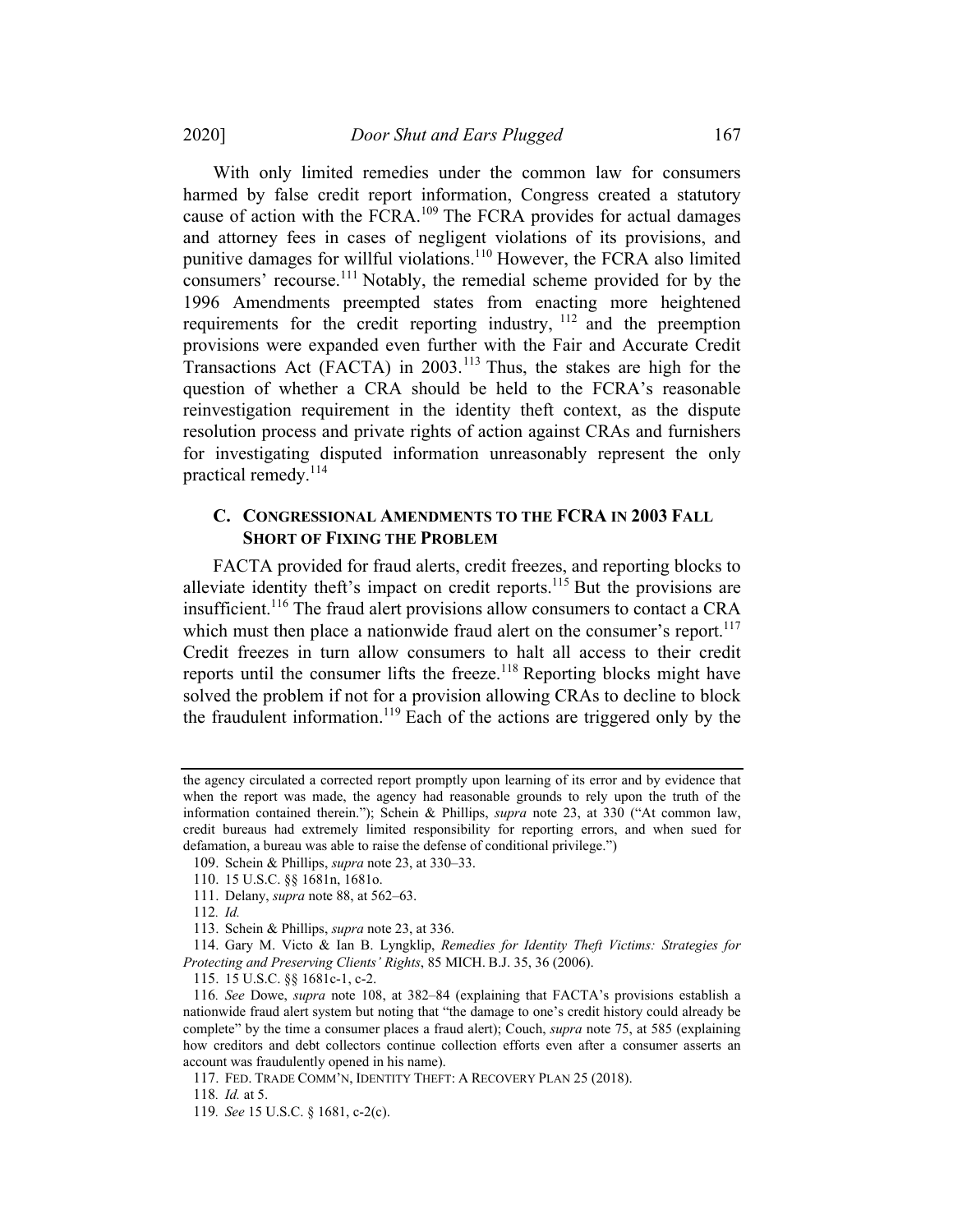With only limited remedies under the common law for consumers harmed by false credit report information, Congress created a statutory cause of action with the FCRA.[109] The FCRA provides for actual damages and attorney fees in cases of negligent violations of its provisions, and punitive damages for willful violations.[110] However, the FCRA also limited consumers' recourse.[111] Notably, the remedial scheme provided for by the 1996 Amendments preempted states from enacting more heightened requirements for the credit reporting industry, [112] and the preemption provisions were expanded even further with the Fair and Accurate Credit Transactions Act (FACTA) in 2003.[113] Thus, the stakes are high for the question of whether a CRA should be held to the FCRA's reasonable reinvestigation requirement in the identity theft context, as the dispute resolution process and private rights of action against CRAs and furnishers for investigating disputed information unreasonably represent the only practical remedy.[114]

### C. CONGRESSIONAL AMENDMENTS TO THE FCRA IN 2003 FALL SHORT OF FIXING THE PROBLEM

FACTA provided for fraud alerts, credit freezes, and reporting blocks to alleviate identity theft's impact on credit reports.[115] But the provisions are insufficient.[116] The fraud alert provisions allow consumers to contact a CRA which must then place a nationwide fraud alert on the consumer's report.[117] Credit freezes in turn allow consumers to halt all access to their credit reports until the consumer lifts the freeze.[118] Reporting blocks might have solved the problem if not for a provision allowing CRAs to decline to block the fraudulent information.[119] Each of the actions are triggered only by the

---

the agency circulated a corrected report promptly upon learning of its error and by evidence that when the report was made, the agency had reasonable grounds to rely upon the truth of the information contained therein."); Schein & Phillips, *supra* note 23, at 330 ("At common law, credit bureaus had extremely limited responsibility for reporting errors, and when sued for defamation, a bureau was able to raise the defense of conditional privilege.")

109. Schein & Phillips, *supra* note 23, at 330–33.

110. 15 U.S.C. §§ 1681n, 1681o.

111. Delany, *supra* note 88, at 562–63.

112. *Id.*

113. Schein & Phillips, *supra* note 23, at 336.

114. Gary M. Victo & Ian B. Lyngklip, *Remedies for Identity Theft Victims: Strategies for Protecting and Preserving Clients' Rights*, 85 MICH. B.J. 35, 36 (2006).

115. 15 U.S.C. §§ 1681c-1, c-2.

116. *See* Dowe, *supra* note 108, at 382–84 (explaining that FACTA's provisions establish a nationwide fraud alert system but noting that "the damage to one's credit history could already be complete" by the time a consumer places a fraud alert); Couch, *supra* note 75, at 585 (explaining how creditors and debt collectors continue collection efforts even after a consumer asserts an account was fraudulently opened in his name).

117. FED. TRADE COMM'N, IDENTITY THEFT: A RECOVERY PLAN 25 (2018).

118. *Id.* at 5.

119. *See* 15 U.S.C. § 1681, c-2(c).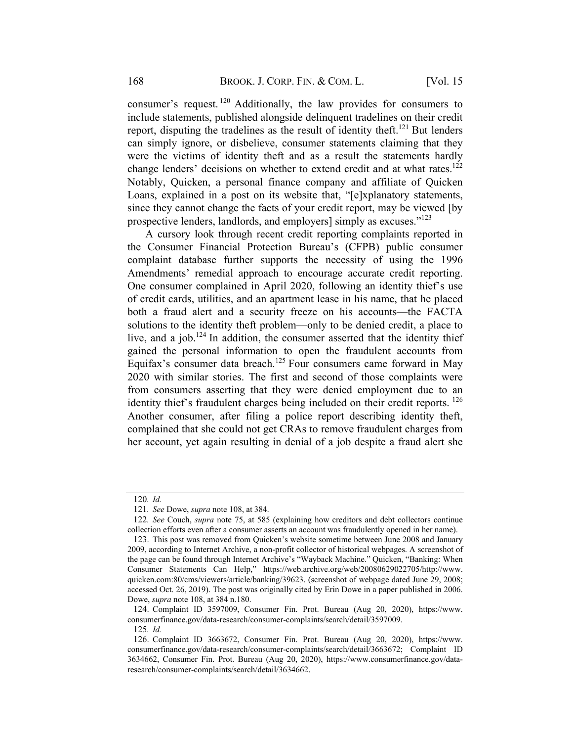consumer's request.[120] Additionally, the law provides for consumers to include statements, published alongside delinquent tradelines on their credit report, disputing the tradelines as the result of identity theft.[121] But lenders can simply ignore, or disbelieve, consumer statements claiming that they were the victims of identity theft and as a result the statements hardly change lenders' decisions on whether to extend credit and at what rates.[122] Notably, Quicken, a personal finance company and affiliate of Quicken Loans, explained in a post on its website that, "[e]xplanatory statements, since they cannot change the facts of your credit report, may be viewed [by prospective lenders, landlords, and employers] simply as excuses."[123]

A cursory look through recent credit reporting complaints reported in the Consumer Financial Protection Bureau's (CFPB) public consumer complaint database further supports the necessity of using the 1996 Amendments' remedial approach to encourage accurate credit reporting. One consumer complained in April 2020, following an identity thief's use of credit cards, utilities, and an apartment lease in his name, that he placed both a fraud alert and a security freeze on his accounts—the FACTA solutions to the identity theft problem—only to be denied credit, a place to live, and a job.[124] In addition, the consumer asserted that the identity thief gained the personal information to open the fraudulent accounts from Equifax's consumer data breach.[125] Four consumers came forward in May 2020 with similar stories. The first and second of those complaints were from consumers asserting that they were denied employment due to an identity thief's fraudulent charges being included on their credit reports.[126] Another consumer, after filing a police report describing identity theft, complained that she could not get CRAs to remove fraudulent charges from her account, yet again resulting in denial of a job despite a fraud alert she

---

120. *Id.*

121. *See* Dowe, *supra* note 108, at 384.

122. *See* Couch, *supra* note 75, at 585 (explaining how creditors and debt collectors continue collection efforts even after a consumer asserts an account was fraudulently opened in her name).

123. This post was removed from Quicken's website sometime between June 2008 and January 2009, according to Internet Archive, a non-profit collector of historical webpages. A screenshot of the page can be found through Internet Archive's "Wayback Machine." Quicken, "Banking: When Consumer Statements Can Help," https://web.archive.org/web/20080629022705/http://www.quicken.com:80/cms/viewers/article/banking/39623. (screenshot of webpage dated June 29, 2008; accessed Oct. 26, 2019). The post was originally cited by Erin Dowe in a paper published in 2006. Dowe, *supra* note 108, at 384 n.180.

124. Complaint ID 3597009, Consumer Fin. Prot. Bureau (Aug 20, 2020), https://www.consumerfinance.gov/data-research/consumer-complaints/search/detail/3597009.

125. *Id.*

126. Complaint ID 3663672, Consumer Fin. Prot. Bureau (Aug 20, 2020), https://www.consumerfinance.gov/data-research/consumer-complaints/search/detail/3663672; Complaint ID 3634662, Consumer Fin. Prot. Bureau (Aug 20, 2020), https://www.consumerfinance.gov/data-research/consumer-complaints/search/detail/3634662.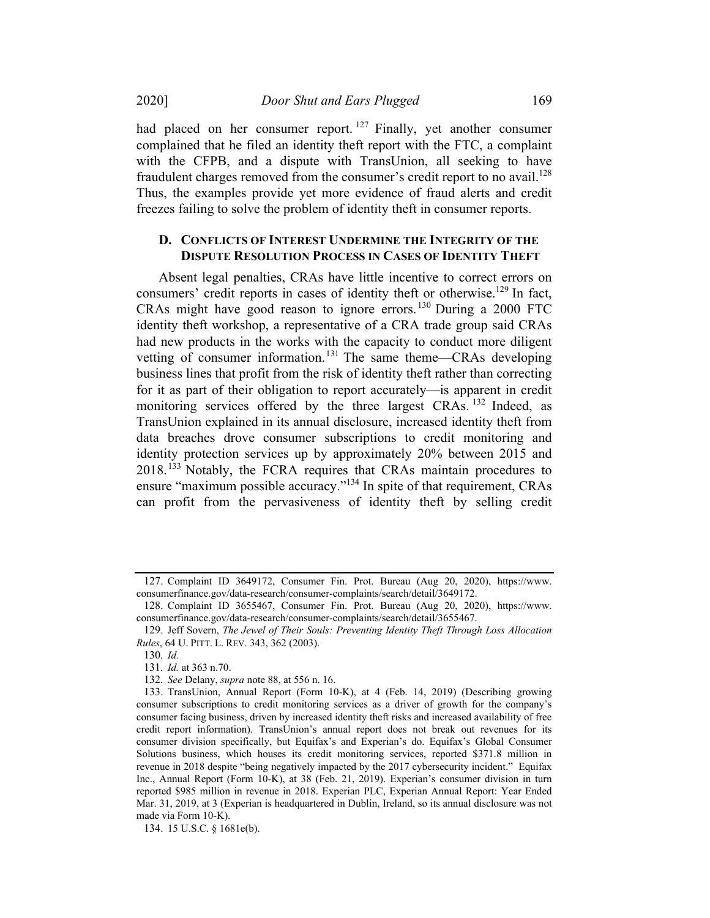had placed on her consumer report.[127] Finally, yet another consumer complained that he filed an identity theft report with the FTC, a complaint with the CFPB, and a dispute with TransUnion, all seeking to have fraudulent charges removed from the consumer's credit report to no avail.[128] Thus, the examples provide yet more evidence of fraud alerts and credit freezes failing to solve the problem of identity theft in consumer reports.

### D. CONFLICTS OF INTEREST UNDERMINE THE INTEGRITY OF THE DISPUTE RESOLUTION PROCESS IN CASES OF IDENTITY THEFT

Absent legal penalties, CRAs have little incentive to correct errors on consumers' credit reports in cases of identity theft or otherwise.[129] In fact, CRAs might have good reason to ignore errors.[130] During a 2000 FTC identity theft workshop, a representative of a CRA trade group said CRAs had new products in the works with the capacity to conduct more diligent vetting of consumer information.[131] The same theme—CRAs developing business lines that profit from the risk of identity theft rather than correcting for it as part of their obligation to report accurately—is apparent in credit monitoring services offered by the three largest CRAs.[132] Indeed, as TransUnion explained in its annual disclosure, increased identity theft from data breaches drove consumer subscriptions to credit monitoring and identity protection services up by approximately 20% between 2015 and 2018.[133] Notably, the FCRA requires that CRAs maintain procedures to ensure "maximum possible accuracy."[134] In spite of that requirement, CRAs can profit from the pervasiveness of identity theft by selling credit

---

127. Complaint ID 3649172, Consumer Fin. Prot. Bureau (Aug 20, 2020), https://www.consumerfinance.gov/data-research/consumer-complaints/search/detail/3649172.

128. Complaint ID 3655467, Consumer Fin. Prot. Bureau (Aug 20, 2020), https://www.consumerfinance.gov/data-research/consumer-complaints/search/detail/3655467.

129. Jeff Sovern, *The Jewel of Their Souls: Preventing Identity Theft Through Loss Allocation Rules*, 64 U. PITT. L. REV. 343, 362 (2003).

130. *Id.*

131. *Id.* at 363 n.70.

132. *See* Delany, *supra* note 88, at 556 n. 16.

133. TransUnion, Annual Report (Form 10-K), at 4 (Feb. 14, 2019) (Describing growing consumer subscriptions to credit monitoring services as a driver of growth for the company's consumer facing business, driven by increased identity theft risks and increased availability of free credit report information). TransUnion's annual report does not break out revenues for its consumer division specifically, but Equifax's and Experian's do. Equifax's Global Consumer Solutions business, which houses its credit monitoring services, reported $371.8 million in revenue in 2018 despite "being negatively impacted by the 2017 cybersecurity incident." Equifax Inc., Annual Report (Form 10-K), at 38 (Feb. 21, 2019). Experian's consumer division in turn reported $985 million in revenue in 2018. Experian PLC, Experian Annual Report: Year Ended Mar. 31, 2019, at 3 (Experian is headquartered in Dublin, Ireland, so its annual disclosure was not made via Form 10-K).

134. 15 U.S.C. § 1681e(b).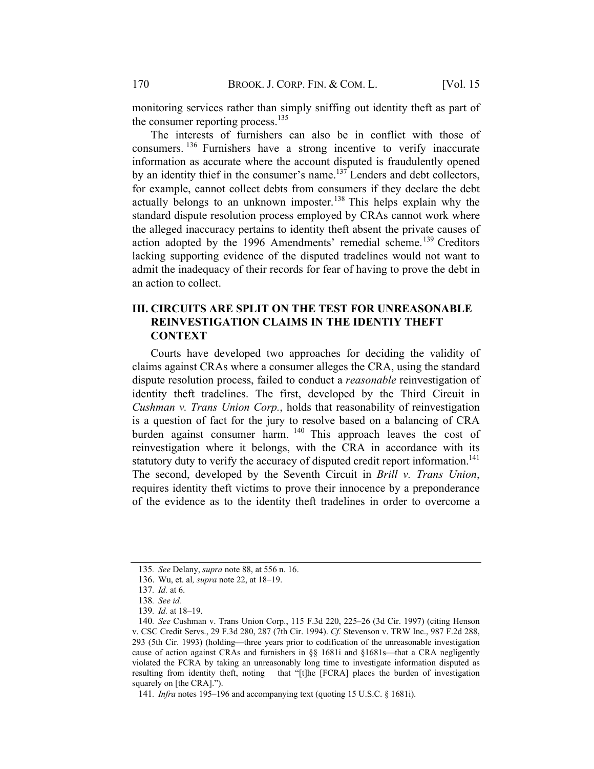monitoring services rather than simply sniffing out identity theft as part of the consumer reporting process.[135]

The interests of furnishers can also be in conflict with those of consumers.[136] Furnishers have a strong incentive to verify inaccurate information as accurate where the account disputed is fraudulently opened by an identity thief in the consumer's name.[137] Lenders and debt collectors, for example, cannot collect debts from consumers if they declare the debt actually belongs to an unknown imposter.[138] This helps explain why the standard dispute resolution process employed by CRAs cannot work where the alleged inaccuracy pertains to identity theft absent the private causes of action adopted by the 1996 Amendments' remedial scheme.[139] Creditors lacking supporting evidence of the disputed tradelines would not want to admit the inadequacy of their records for fear of having to prove the debt in an action to collect.

## III. CIRCUITS ARE SPLIT ON THE TEST FOR UNREASONABLE REINVESTIGATION CLAIMS IN THE IDENTIY THEFT CONTEXT

Courts have developed two approaches for deciding the validity of claims against CRAs where a consumer alleges the CRA, using the standard dispute resolution process, failed to conduct a *reasonable* reinvestigation of identity theft tradelines. The first, developed by the Third Circuit in *Cushman v. Trans Union Corp.*, holds that reasonability of reinvestigation is a question of fact for the jury to resolve based on a balancing of CRA burden against consumer harm.[140] This approach leaves the cost of reinvestigation where it belongs, with the CRA in accordance with its statutory duty to verify the accuracy of disputed credit report information.[141] The second, developed by the Seventh Circuit in *Brill v. Trans Union*, requires identity theft victims to prove their innocence by a preponderance of the evidence as to the identity theft tradelines in order to overcome a

---

135. *See* Delany, *supra* note 88, at 556 n. 16.

136. Wu, et. al*, supra* note 22, at 18–19.

137. *Id.* at 6.

138. *See id.*

139. *Id.* at 18–19.

140. *See* Cushman v. Trans Union Corp., 115 F.3d 220, 225–26 (3d Cir. 1997) (citing Henson v. CSC Credit Servs., 29 F.3d 280, 287 (7th Cir. 1994). *Cf.* Stevenson v. TRW Inc., 987 F.2d 288, 293 (5th Cir. 1993) (holding—three years prior to codification of the unreasonable investigation cause of action against CRAs and furnishers in §§ 1681i and §1681s—that a CRA negligently violated the FCRA by taking an unreasonably long time to investigate information disputed as resulting from identity theft, noting that "[t]he [FCRA] places the burden of investigation squarely on [the CRA].").

141. *Infra* notes 195–196 and accompanying text (quoting 15 U.S.C. § 1681i).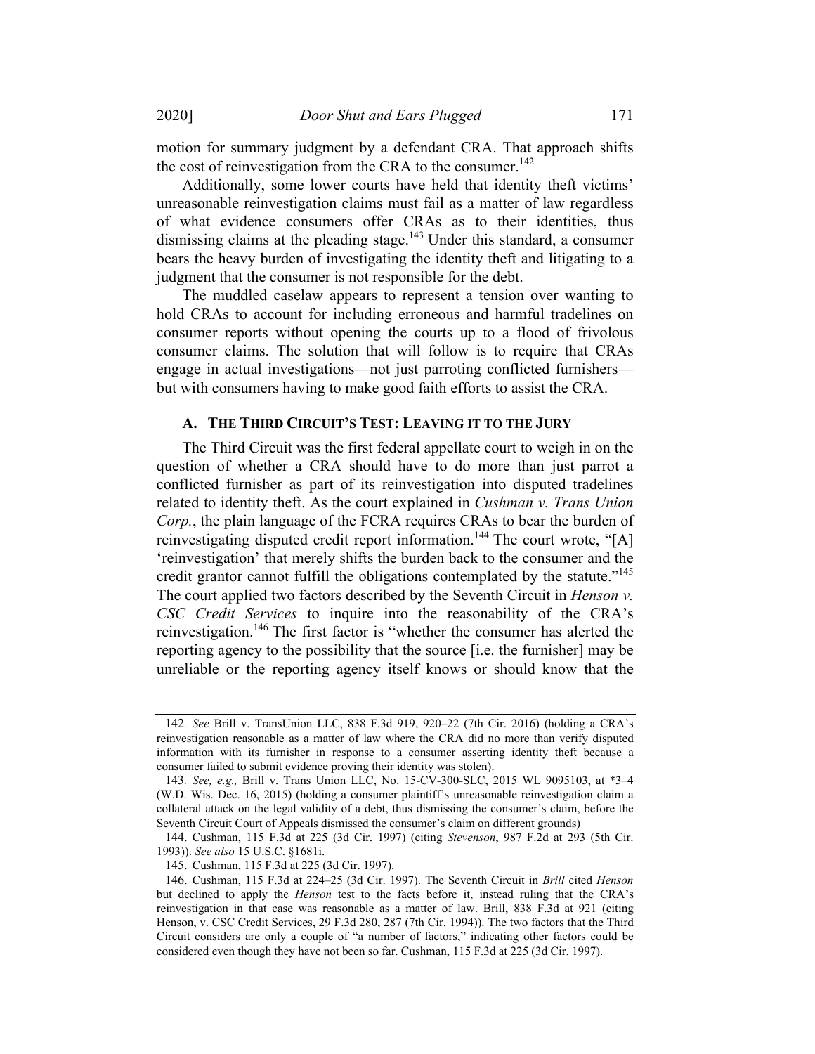motion for summary judgment by a defendant CRA. That approach shifts the cost of reinvestigation from the CRA to the consumer.[142]

Additionally, some lower courts have held that identity theft victims' unreasonable reinvestigation claims must fail as a matter of law regardless of what evidence consumers offer CRAs as to their identities, thus dismissing claims at the pleading stage.[143] Under this standard, a consumer bears the heavy burden of investigating the identity theft and litigating to a judgment that the consumer is not responsible for the debt.

The muddled caselaw appears to represent a tension over wanting to hold CRAs to account for including erroneous and harmful tradelines on consumer reports without opening the courts up to a flood of frivolous consumer claims. The solution that will follow is to require that CRAs engage in actual investigations—not just parroting conflicted furnishers—but with consumers having to make good faith efforts to assist the CRA.

### A. The Third Circuit's Test: Leaving it to the Jury

The Third Circuit was the first federal appellate court to weigh in on the question of whether a CRA should have to do more than just parrot a conflicted furnisher as part of its reinvestigation into disputed tradelines related to identity theft. As the court explained in *Cushman v. Trans Union Corp.*, the plain language of the FCRA requires CRAs to bear the burden of reinvestigating disputed credit report information.[144] The court wrote, "[A] 'reinvestigation' that merely shifts the burden back to the consumer and the credit grantor cannot fulfill the obligations contemplated by the statute."[145] The court applied two factors described by the Seventh Circuit in *Henson v. CSC Credit Services* to inquire into the reasonability of the CRA's reinvestigation.[146] The first factor is "whether the consumer has alerted the reporting agency to the possibility that the source [i.e. the furnisher] may be unreliable or the reporting agency itself knows or should know that the

---

142. *See* Brill v. TransUnion LLC, 838 F.3d 919, 920–22 (7th Cir. 2016) (holding a CRA's reinvestigation reasonable as a matter of law where the CRA did no more than verify disputed information with its furnisher in response to a consumer asserting identity theft because a consumer failed to submit evidence proving their identity was stolen).

143. *See, e.g.,* Brill v. Trans Union LLC, No. 15-CV-300-SLC, 2015 WL 9095103, at *3–4 (W.D. Wis. Dec. 16, 2015) (holding a consumer plaintiff's unreasonable reinvestigation claim a collateral attack on the legal validity of a debt, thus dismissing the consumer's claim, before the Seventh Circuit Court of Appeals dismissed the consumer's claim on different grounds)

144. Cushman, 115 F.3d at 225 (3d Cir. 1997) (citing *Stevenson*, 987 F.2d at 293 (5th Cir. 1993)). *See also* 15 U.S.C. §1681i.

145. Cushman, 115 F.3d at 225 (3d Cir. 1997).

146. Cushman, 115 F.3d at 224–25 (3d Cir. 1997). The Seventh Circuit in *Brill* cited *Henson* but declined to apply the *Henson* test to the facts before it, instead ruling that the CRA's reinvestigation in that case was reasonable as a matter of law. Brill, 838 F.3d at 921 (citing Henson, v. CSC Credit Services, 29 F.3d 280, 287 (7th Cir. 1994)). The two factors that the Third Circuit considers are only a couple of "a number of factors," indicating other factors could be considered even though they have not been so far. Cushman, 115 F.3d at 225 (3d Cir. 1997).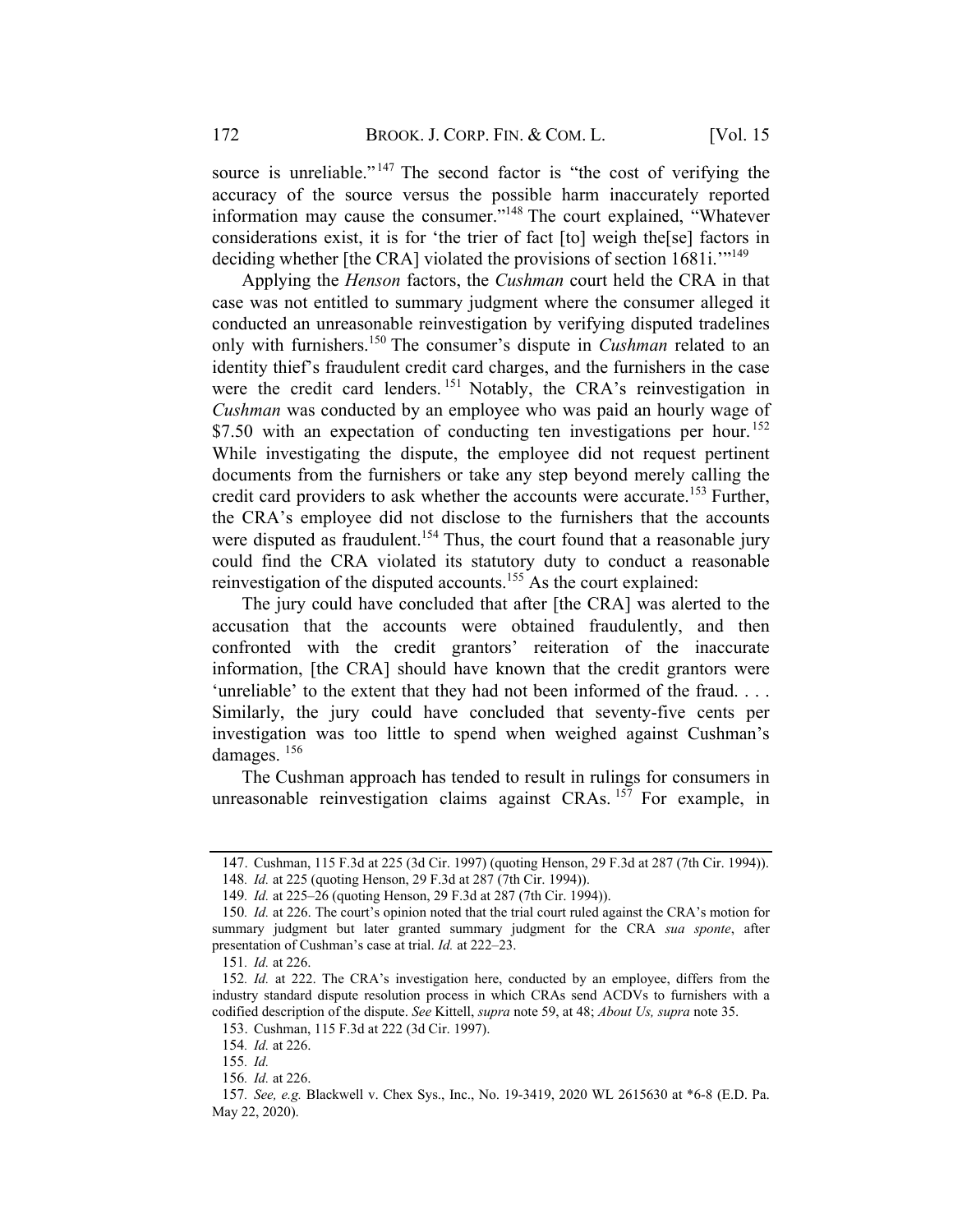source is unreliable."[147] The second factor is "the cost of verifying the accuracy of the source versus the possible harm inaccurately reported information may cause the consumer."[148] The court explained, "Whatever considerations exist, it is for 'the trier of fact [to] weigh the[se] factors in deciding whether [the CRA] violated the provisions of section 1681i.'"[149]

Applying the *Henson* factors, the *Cushman* court held the CRA in that case was not entitled to summary judgment where the consumer alleged it conducted an unreasonable reinvestigation by verifying disputed tradelines only with furnishers.[150] The consumer's dispute in *Cushman* related to an identity thief's fraudulent credit card charges, and the furnishers in the case were the credit card lenders.[151] Notably, the CRA's reinvestigation in *Cushman* was conducted by an employee who was paid an hourly wage of $7.50 with an expectation of conducting ten investigations per hour.[152] While investigating the dispute, the employee did not request pertinent documents from the furnishers or take any step beyond merely calling the credit card providers to ask whether the accounts were accurate.[153] Further, the CRA's employee did not disclose to the furnishers that the accounts were disputed as fraudulent.[154] Thus, the court found that a reasonable jury could find the CRA violated its statutory duty to conduct a reasonable reinvestigation of the disputed accounts.[155] As the court explained:

> The jury could have concluded that after [the CRA] was alerted to the accusation that the accounts were obtained fraudulently, and then confronted with the credit grantors' reiteration of the inaccurate information, [the CRA] should have known that the credit grantors were 'unreliable' to the extent that they had not been informed of the fraud. . . . Similarly, the jury could have concluded that seventy-five cents per investigation was too little to spend when weighed against Cushman's damages.[156]

The Cushman approach has tended to result in rulings for consumers in unreasonable reinvestigation claims against CRAs.[157] For example, in

---

147. Cushman, 115 F.3d at 225 (3d Cir. 1997) (quoting Henson, 29 F.3d at 287 (7th Cir. 1994)).

148. *Id.* at 225 (quoting Henson, 29 F.3d at 287 (7th Cir. 1994)).

149. *Id.* at 225–26 (quoting Henson, 29 F.3d at 287 (7th Cir. 1994)).

150. *Id.* at 226. The court's opinion noted that the trial court ruled against the CRA's motion for summary judgment but later granted summary judgment for the CRA *sua sponte*, after presentation of Cushman's case at trial. *Id.* at 222–23.

151. *Id.* at 226.

152. *Id.* at 222. The CRA's investigation here, conducted by an employee, differs from the industry standard dispute resolution process in which CRAs send ACDVs to furnishers with a codified description of the dispute. *See* Kittell, *supra* note 59, at 48; *About Us, supra* note 35.

153. Cushman, 115 F.3d at 222 (3d Cir. 1997).

154. *Id.* at 226.

155. *Id.*

156. *Id.* at 226.

157. *See, e.g.* Blackwell v. Chex Sys., Inc., No. 19-3419, 2020 WL 2615630 at *6-8 (E.D. Pa. May 22, 2020).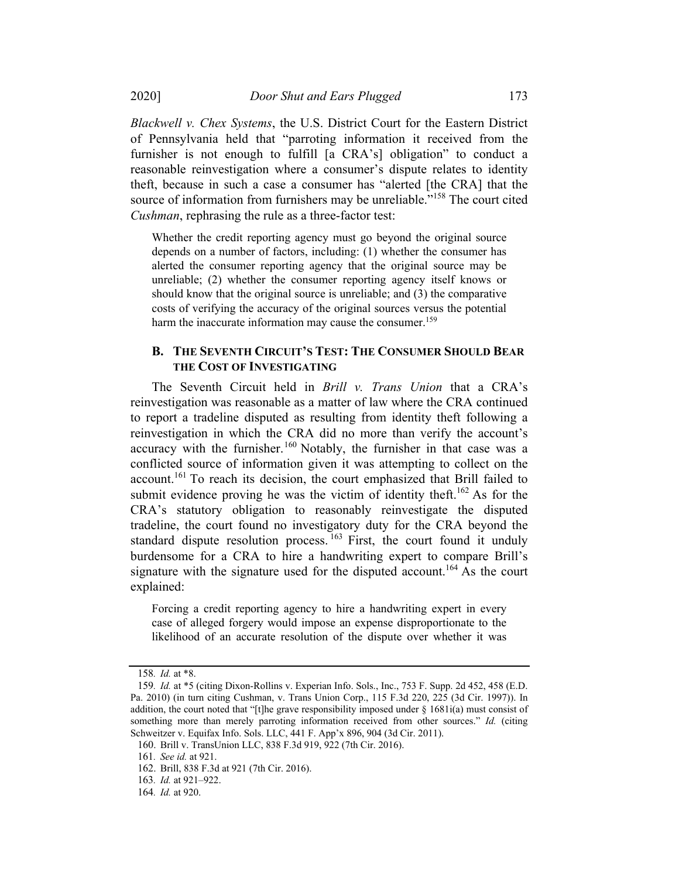*Blackwell v. Chex Systems*, the U.S. District Court for the Eastern District of Pennsylvania held that "parroting information it received from the furnisher is not enough to fulfill [a CRA's] obligation" to conduct a reasonable reinvestigation where a consumer's dispute relates to identity theft, because in such a case a consumer has "alerted [the CRA] that the source of information from furnishers may be unreliable."[158] The court cited *Cushman*, rephrasing the rule as a three-factor test:

> Whether the credit reporting agency must go beyond the original source depends on a number of factors, including: (1) whether the consumer has alerted the consumer reporting agency that the original source may be unreliable; (2) whether the consumer reporting agency itself knows or should know that the original source is unreliable; and (3) the comparative costs of verifying the accuracy of the original sources versus the potential harm the inaccurate information may cause the consumer.[159]

### B. THE SEVENTH CIRCUIT'S TEST: THE CONSUMER SHOULD BEAR THE COST OF INVESTIGATING

The Seventh Circuit held in *Brill v. Trans Union* that a CRA's reinvestigation was reasonable as a matter of law where the CRA continued to report a tradeline disputed as resulting from identity theft following a reinvestigation in which the CRA did no more than verify the account's accuracy with the furnisher.[160] Notably, the furnisher in that case was a conflicted source of information given it was attempting to collect on the account.[161] To reach its decision, the court emphasized that Brill failed to submit evidence proving he was the victim of identity theft.[162] As for the CRA's statutory obligation to reasonably reinvestigate the disputed tradeline, the court found no investigatory duty for the CRA beyond the standard dispute resolution process.[163] First, the court found it unduly burdensome for a CRA to hire a handwriting expert to compare Brill's signature with the signature used for the disputed account.[164] As the court explained:

> Forcing a credit reporting agency to hire a handwriting expert in every case of alleged forgery would impose an expense disproportionate to the likelihood of an accurate resolution of the dispute over whether it was

---

158. *Id.* at *8.

159. *Id.* at *5 (citing Dixon-Rollins v. Experian Info. Sols., Inc., 753 F. Supp. 2d 452, 458 (E.D. Pa. 2010) (in turn citing Cushman, v. Trans Union Corp., 115 F.3d 220, 225 (3d Cir. 1997)). In addition, the court noted that "[t]he grave responsibility imposed under § 1681i(a) must consist of something more than merely parroting information received from other sources." *Id.* (citing Schweitzer v. Equifax Info. Sols. LLC, 441 F. App'x 896, 904 (3d Cir. 2011).

160. Brill v. TransUnion LLC, 838 F.3d 919, 922 (7th Cir. 2016).

161. *See id.* at 921.

162. Brill, 838 F.3d at 921 (7th Cir. 2016).

163. *Id.* at 921–922.

164. *Id.* at 920.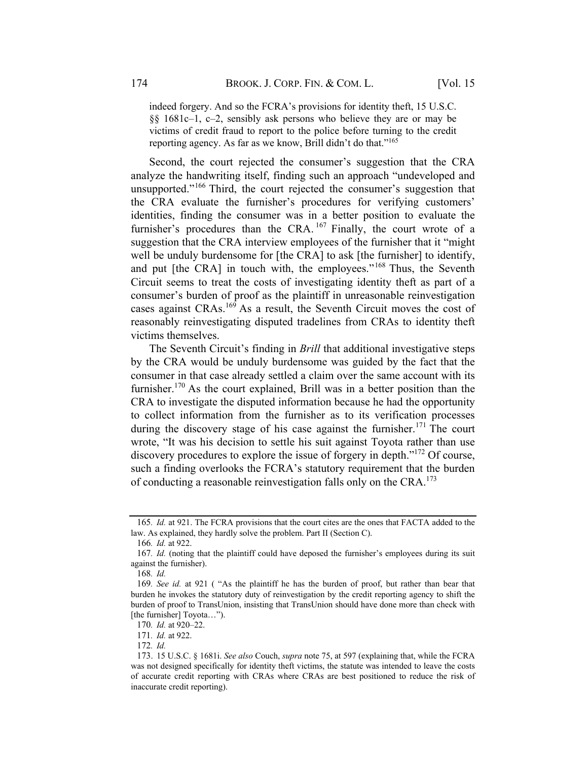indeed forgery. And so the FCRA's provisions for identity theft, 15 U.S.C. §§ 1681c–1, c–2, sensibly ask persons who believe they are or may be victims of credit fraud to report to the police before turning to the credit reporting agency. As far as we know, Brill didn't do that."[165]

Second, the court rejected the consumer's suggestion that the CRA analyze the handwriting itself, finding such an approach "undeveloped and unsupported."[166] Third, the court rejected the consumer's suggestion that the CRA evaluate the furnisher's procedures for verifying customers' identities, finding the consumer was in a better position to evaluate the furnisher's procedures than the CRA.[167] Finally, the court wrote of a suggestion that the CRA interview employees of the furnisher that it "might well be unduly burdensome for [the CRA] to ask [the furnisher] to identify, and put [the CRA] in touch with, the employees."[168] Thus, the Seventh Circuit seems to treat the costs of investigating identity theft as part of a consumer's burden of proof as the plaintiff in unreasonable reinvestigation cases against CRAs.[169] As a result, the Seventh Circuit moves the cost of reasonably reinvestigating disputed tradelines from CRAs to identity theft victims themselves.

The Seventh Circuit's finding in *Brill* that additional investigative steps by the CRA would be unduly burdensome was guided by the fact that the consumer in that case already settled a claim over the same account with its furnisher.[170] As the court explained, Brill was in a better position than the CRA to investigate the disputed information because he had the opportunity to collect information from the furnisher as to its verification processes during the discovery stage of his case against the furnisher.[171] The court wrote, "It was his decision to settle his suit against Toyota rather than use discovery procedures to explore the issue of forgery in depth."[172] Of course, such a finding overlooks the FCRA's statutory requirement that the burden of conducting a reasonable reinvestigation falls only on the CRA.[173]

---

165. *Id.* at 921. The FCRA provisions that the court cites are the ones that FACTA added to the law. As explained, they hardly solve the problem. Part II (Section C).

166. *Id.* at 922.

167. *Id.* (noting that the plaintiff could have deposed the furnisher's employees during its suit against the furnisher).

168. *Id.*

169. *See id.* at 921 ( "As the plaintiff he has the burden of proof, but rather than bear that burden he invokes the statutory duty of reinvestigation by the credit reporting agency to shift the burden of proof to TransUnion, insisting that TransUnion should have done more than check with [the furnisher] Toyota…").

170. *Id.* at 920–22.

171. *Id.* at 922.

172. *Id.*

173. 15 U.S.C. § 1681i. *See also* Couch, *supra* note 75, at 597 (explaining that, while the FCRA was not designed specifically for identity theft victims, the statute was intended to leave the costs of accurate credit reporting with CRAs where CRAs are best positioned to reduce the risk of inaccurate credit reporting).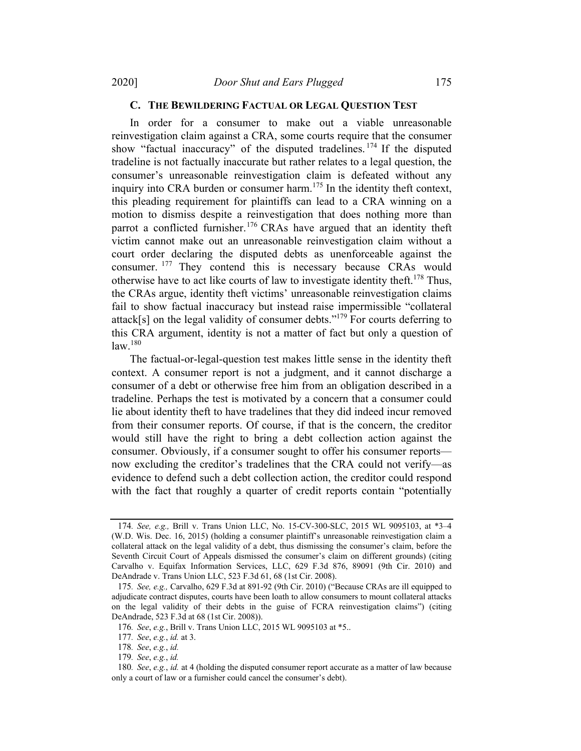### C. The Bewildering Factual or Legal Question Test

In order for a consumer to make out a viable unreasonable reinvestigation claim against a CRA, some courts require that the consumer show "factual inaccuracy" of the disputed tradelines.[174] If the disputed tradeline is not factually inaccurate but rather relates to a legal question, the consumer's unreasonable reinvestigation claim is defeated without any inquiry into CRA burden or consumer harm.[175] In the identity theft context, this pleading requirement for plaintiffs can lead to a CRA winning on a motion to dismiss despite a reinvestigation that does nothing more than parrot a conflicted furnisher.[176] CRAs have argued that an identity theft victim cannot make out an unreasonable reinvestigation claim without a court order declaring the disputed debts as unenforceable against the consumer.[177] They contend this is necessary because CRAs would otherwise have to act like courts of law to investigate identity theft.[178] Thus, the CRAs argue, identity theft victims' unreasonable reinvestigation claims fail to show factual inaccuracy but instead raise impermissible "collateral attack[s] on the legal validity of consumer debts."[179] For courts deferring to this CRA argument, identity is not a matter of fact but only a question of law.[180]

The factual-or-legal-question test makes little sense in the identity theft context. A consumer report is not a judgment, and it cannot discharge a consumer of a debt or otherwise free him from an obligation described in a tradeline. Perhaps the test is motivated by a concern that a consumer could lie about identity theft to have tradelines that they did indeed incur removed from their consumer reports. Of course, if that is the concern, the creditor would still have the right to bring a debt collection action against the consumer. Obviously, if a consumer sought to offer his consumer reports—now excluding the creditor's tradelines that the CRA could not verify—as evidence to defend such a debt collection action, the creditor could respond with the fact that roughly a quarter of credit reports contain "potentially

---

174. *See, e.g.,* Brill v. Trans Union LLC, No. 15-CV-300-SLC, 2015 WL 9095103, at *3–4 (W.D. Wis. Dec. 16, 2015) (holding a consumer plaintiff's unreasonable reinvestigation claim a collateral attack on the legal validity of a debt, thus dismissing the consumer's claim, before the Seventh Circuit Court of Appeals dismissed the consumer's claim on different grounds) (citing Carvalho v. Equifax Information Services, LLC, 629 F.3d 876, 89091 (9th Cir. 2010) and DeAndrade v. Trans Union LLC, 523 F.3d 61, 68 (1st Cir. 2008).

175. *See, e.g.,* Carvalho, 629 F.3d at 891-92 (9th Cir. 2010) ("Because CRAs are ill equipped to adjudicate contract disputes, courts have been loath to allow consumers to mount collateral attacks on the legal validity of their debts in the guise of FCRA reinvestigation claims") (citing DeAndrade, 523 F.3d at 68 (1st Cir. 2008)).

176. *See*, *e.g.*, Brill v. Trans Union LLC, 2015 WL 9095103 at *5..

177. *See*, *e.g.*, *id.* at 3.

178. *See*, *e.g.*, *id.*

179. *See*, *e.g.*, *id.*

180. *See*, *e.g.*, *id.* at 4 (holding the disputed consumer report accurate as a matter of law because only a court of law or a furnisher could cancel the consumer's debt).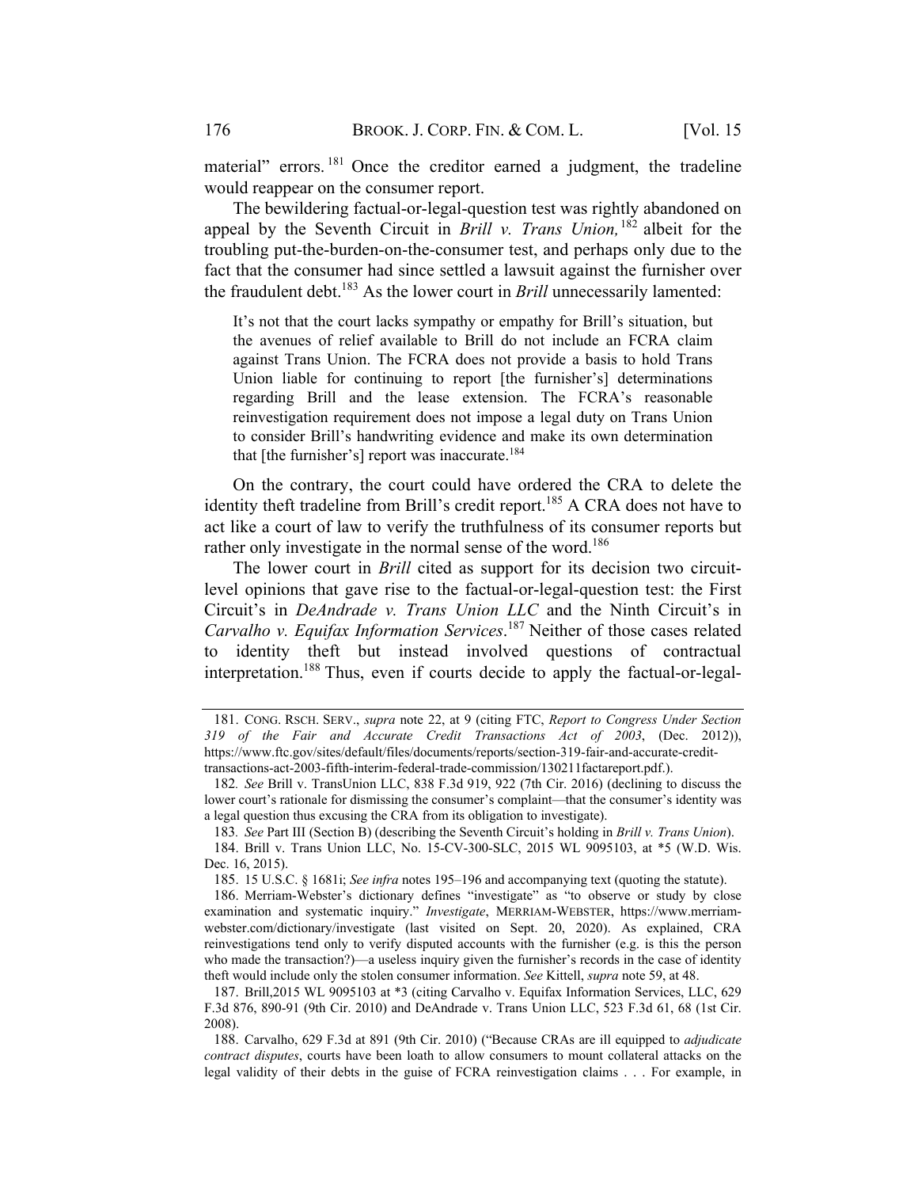material" errors.[181] Once the creditor earned a judgment, the tradeline would reappear on the consumer report.

The bewildering factual-or-legal-question test was rightly abandoned on appeal by the Seventh Circuit in *Brill v. Trans Union,*[182] albeit for the troubling put-the-burden-on-the-consumer test, and perhaps only due to the fact that the consumer had since settled a lawsuit against the furnisher over the fraudulent debt.[183] As the lower court in *Brill* unnecessarily lamented:

> It's not that the court lacks sympathy or empathy for Brill's situation, but the avenues of relief available to Brill do not include an FCRA claim against Trans Union. The FCRA does not provide a basis to hold Trans Union liable for continuing to report [the furnisher's] determinations regarding Brill and the lease extension. The FCRA's reasonable reinvestigation requirement does not impose a legal duty on Trans Union to consider Brill's handwriting evidence and make its own determination that [the furnisher's] report was inaccurate.[184]

On the contrary, the court could have ordered the CRA to delete the identity theft tradeline from Brill's credit report.[185] A CRA does not have to act like a court of law to verify the truthfulness of its consumer reports but rather only investigate in the normal sense of the word.[186]

The lower court in *Brill* cited as support for its decision two circuit-level opinions that gave rise to the factual-or-legal-question test: the First Circuit's in *DeAndrade v. Trans Union LLC* and the Ninth Circuit's in *Carvalho v. Equifax Information Services*.[187] Neither of those cases related to identity theft but instead involved questions of contractual interpretation.[188] Thus, even if courts decide to apply the factual-or-legal-

---

181. CONG. RSCH. SERV., *supra* note 22, at 9 (citing FTC, *Report to Congress Under Section 319 of the Fair and Accurate Credit Transactions Act of 2003*, (Dec. 2012)), https://www.ftc.gov/sites/default/files/documents/reports/section-319-fair-and-accurate-credit-transactions-act-2003-fifth-interim-federal-trade-commission/130211factareport.pdf.).

182. *See* Brill v. TransUnion LLC, 838 F.3d 919, 922 (7th Cir. 2016) (declining to discuss the lower court's rationale for dismissing the consumer's complaint—that the consumer's identity was a legal question thus excusing the CRA from its obligation to investigate).

183. *See* Part III (Section B) (describing the Seventh Circuit's holding in *Brill v. Trans Union*).

184. Brill v. Trans Union LLC, No. 15-CV-300-SLC, 2015 WL 9095103, at *5 (W.D. Wis. Dec. 16, 2015).

185. 15 U.S.C. § 1681i; *See infra* notes 195–196 and accompanying text (quoting the statute).

186. Merriam-Webster's dictionary defines "investigate" as "to observe or study by close examination and systematic inquiry." *Investigate*, MERRIAM-WEBSTER, https://www.merriam-webster.com/dictionary/investigate (last visited on Sept. 20, 2020). As explained, CRA reinvestigations tend only to verify disputed accounts with the furnisher (e.g. is this the person who made the transaction?)—a useless inquiry given the furnisher's records in the case of identity theft would include only the stolen consumer information. *See* Kittell, *supra* note 59, at 48.

187. Brill,2015 WL 9095103 at *3 (citing Carvalho v. Equifax Information Services, LLC, 629 F.3d 876, 890-91 (9th Cir. 2010) and DeAndrade v. Trans Union LLC, 523 F.3d 61, 68 (1st Cir. 2008).

188. Carvalho, 629 F.3d at 891 (9th Cir. 2010) ("Because CRAs are ill equipped to *adjudicate contract disputes*, courts have been loath to allow consumers to mount collateral attacks on the legal validity of their debts in the guise of FCRA reinvestigation claims . . . For example, in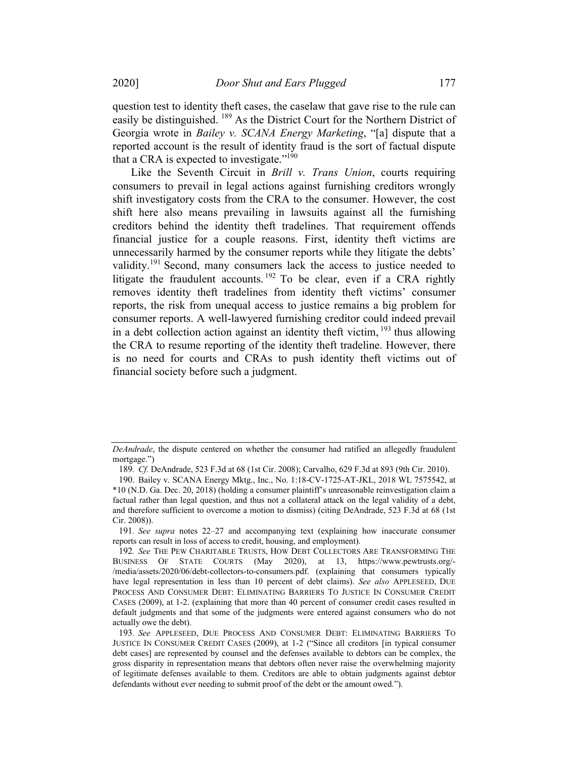question test to identity theft cases, the caselaw that gave rise to the rule can easily be distinguished.[189] As the District Court for the Northern District of Georgia wrote in *Bailey v. SCANA Energy Marketing*, "[a] dispute that a reported account is the result of identity fraud is the sort of factual dispute that a CRA is expected to investigate."[190]

Like the Seventh Circuit in *Brill v. Trans Union*, courts requiring consumers to prevail in legal actions against furnishing creditors wrongly shift investigatory costs from the CRA to the consumer. However, the cost shift here also means prevailing in lawsuits against all the furnishing creditors behind the identity theft tradelines. That requirement offends financial justice for a couple reasons. First, identity theft victims are unnecessarily harmed by the consumer reports while they litigate the debts' validity.[191] Second, many consumers lack the access to justice needed to litigate the fraudulent accounts.[192] To be clear, even if a CRA rightly removes identity theft tradelines from identity theft victims' consumer reports, the risk from unequal access to justice remains a big problem for consumer reports. A well-lawyered furnishing creditor could indeed prevail in a debt collection action against an identity theft victim,[193] thus allowing the CRA to resume reporting of the identity theft tradeline. However, there is no need for courts and CRAs to push identity theft victims out of financial society before such a judgment.

---

*DeAndrade*, the dispute centered on whether the consumer had ratified an allegedly fraudulent mortgage.")

189. *Cf.* DeAndrade, 523 F.3d at 68 (1st Cir. 2008); Carvalho, 629 F.3d at 893 (9th Cir. 2010).

190. Bailey v. SCANA Energy Mktg., Inc., No. 1:18-CV-1725-AT-JKL, 2018 WL 7575542, at *10 (N.D. Ga. Dec. 20, 2018) (holding a consumer plaintiff's unreasonable reinvestigation claim a factual rather than legal question, and thus not a collateral attack on the legal validity of a debt, and therefore sufficient to overcome a motion to dismiss) (citing DeAndrade, 523 F.3d at 68 (1st Cir. 2008)).

191. *See supra* notes 22–27 and accompanying text (explaining how inaccurate consumer reports can result in loss of access to credit, housing, and employment).

192. *See* THE PEW CHARITABLE TRUSTS, HOW DEBT COLLECTORS ARE TRANSFORMING THE BUSINESS OF STATE COURTS (May 2020), at 13, https://www.pewtrusts.org/-/media/assets/2020/06/debt-collectors-to-consumers.pdf. (explaining that consumers typically have legal representation in less than 10 percent of debt claims). *See also* APPLESEED, DUE PROCESS AND CONSUMER DEBT: ELIMINATING BARRIERS TO JUSTICE IN CONSUMER CREDIT CASES (2009), at 1-2. (explaining that more than 40 percent of consumer credit cases resulted in default judgments and that some of the judgments were entered against consumers who do not actually owe the debt).

193. *See* APPLESEED, DUE PROCESS AND CONSUMER DEBT: ELIMINATING BARRIERS TO JUSTICE IN CONSUMER CREDIT CASES (2009), at 1-2 ("Since all creditors [in typical consumer debt cases] are represented by counsel and the defenses available to debtors can be complex, the gross disparity in representation means that debtors often never raise the overwhelming majority of legitimate defenses available to them. Creditors are able to obtain judgments against debtor defendants without ever needing to submit proof of the debt or the amount owed.").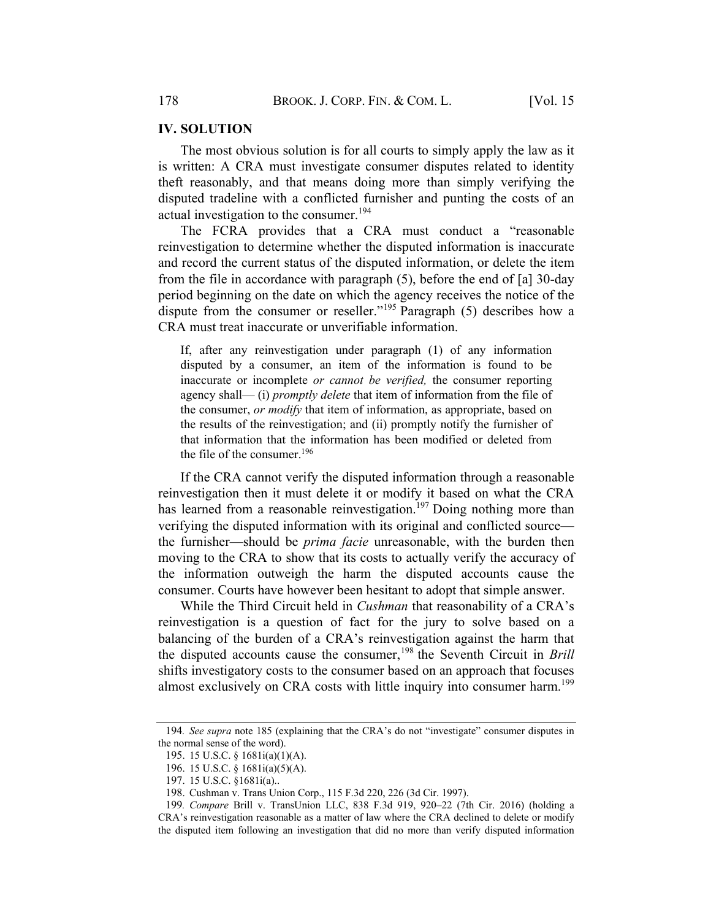## IV. SOLUTION

The most obvious solution is for all courts to simply apply the law as it is written: A CRA must investigate consumer disputes related to identity theft reasonably, and that means doing more than simply verifying the disputed tradeline with a conflicted furnisher and punting the costs of an actual investigation to the consumer.[194]

The FCRA provides that a CRA must conduct a "reasonable reinvestigation to determine whether the disputed information is inaccurate and record the current status of the disputed information, or delete the item from the file in accordance with paragraph (5), before the end of [a] 30-day period beginning on the date on which the agency receives the notice of the dispute from the consumer or reseller."[195] Paragraph (5) describes how a CRA must treat inaccurate or unverifiable information.

> If, after any reinvestigation under paragraph (1) of any information disputed by a consumer, an item of the information is found to be inaccurate or incomplete *or cannot be verified,* the consumer reporting agency shall— (i) *promptly delete* that item of information from the file of the consumer, *or modify* that item of information, as appropriate, based on the results of the reinvestigation; and (ii) promptly notify the furnisher of that information that the information has been modified or deleted from the file of the consumer.[196]

If the CRA cannot verify the disputed information through a reasonable reinvestigation then it must delete it or modify it based on what the CRA has learned from a reasonable reinvestigation.[197] Doing nothing more than verifying the disputed information with its original and conflicted source—the furnisher—should be *prima facie* unreasonable, with the burden then moving to the CRA to show that its costs to actually verify the accuracy of the information outweigh the harm the disputed accounts cause the consumer. Courts have however been hesitant to adopt that simple answer.

While the Third Circuit held in *Cushman* that reasonability of a CRA's reinvestigation is a question of fact for the jury to solve based on a balancing of the burden of a CRA's reinvestigation against the harm that the disputed accounts cause the consumer,[198] the Seventh Circuit in *Brill* shifts investigatory costs to the consumer based on an approach that focuses almost exclusively on CRA costs with little inquiry into consumer harm.[199]

---

194. *See supra* note 185 (explaining that the CRA's do not "investigate" consumer disputes in the normal sense of the word).

195. 15 U.S.C. § 1681i(a)(1)(A).

196. 15 U.S.C. § 1681i(a)(5)(A).

197. 15 U.S.C. §1681i(a)..

198. Cushman v. Trans Union Corp., 115 F.3d 220, 226 (3d Cir. 1997).

199. *Compare* Brill v. TransUnion LLC, 838 F.3d 919, 920–22 (7th Cir. 2016) (holding a CRA's reinvestigation reasonable as a matter of law where the CRA declined to delete or modify the disputed item following an investigation that did no more than verify disputed information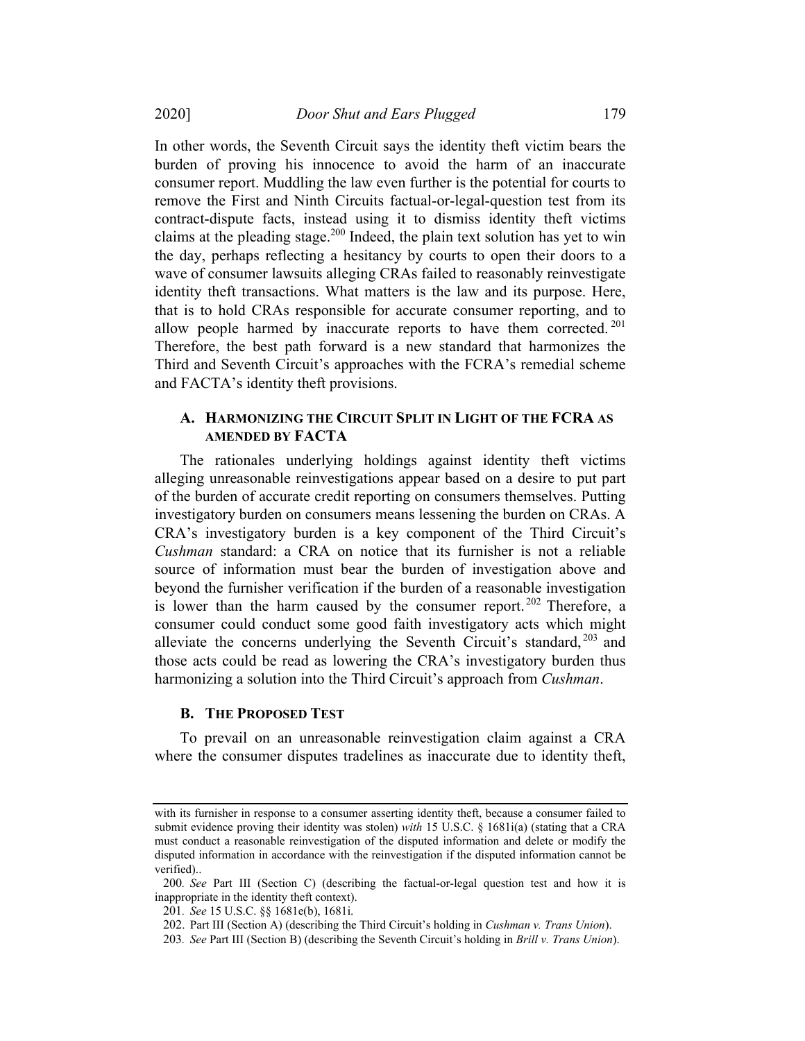In other words, the Seventh Circuit says the identity theft victim bears the burden of proving his innocence to avoid the harm of an inaccurate consumer report. Muddling the law even further is the potential for courts to remove the First and Ninth Circuits factual-or-legal-question test from its contract-dispute facts, instead using it to dismiss identity theft victims claims at the pleading stage.[200] Indeed, the plain text solution has yet to win the day, perhaps reflecting a hesitancy by courts to open their doors to a wave of consumer lawsuits alleging CRAs failed to reasonably reinvestigate identity theft transactions. What matters is the law and its purpose. Here, that is to hold CRAs responsible for accurate consumer reporting, and to allow people harmed by inaccurate reports to have them corrected.[201] Therefore, the best path forward is a new standard that harmonizes the Third and Seventh Circuit's approaches with the FCRA's remedial scheme and FACTA's identity theft provisions.

### A. Harmonizing the Circuit Split in Light of the FCRA as Amended by FACTA

The rationales underlying holdings against identity theft victims alleging unreasonable reinvestigations appear based on a desire to put part of the burden of accurate credit reporting on consumers themselves. Putting investigatory burden on consumers means lessening the burden on CRAs. A CRA's investigatory burden is a key component of the Third Circuit's *Cushman* standard: a CRA on notice that its furnisher is not a reliable source of information must bear the burden of investigation above and beyond the furnisher verification if the burden of a reasonable investigation is lower than the harm caused by the consumer report.[202] Therefore, a consumer could conduct some good faith investigatory acts which might alleviate the concerns underlying the Seventh Circuit's standard,[203] and those acts could be read as lowering the CRA's investigatory burden thus harmonizing a solution into the Third Circuit's approach from *Cushman*.

### B. The Proposed Test

To prevail on an unreasonable reinvestigation claim against a CRA where the consumer disputes tradelines as inaccurate due to identity theft,

---

with its furnisher in response to a consumer asserting identity theft, because a consumer failed to submit evidence proving their identity was stolen) *with* 15 U.S.C. § 1681i(a) (stating that a CRA must conduct a reasonable reinvestigation of the disputed information and delete or modify the disputed information in accordance with the reinvestigation if the disputed information cannot be verified)..

200. *See* Part III (Section C) (describing the factual-or-legal question test and how it is inappropriate in the identity theft context).

201. *See* 15 U.S.C. §§ 1681e(b), 1681i.

202. Part III (Section A) (describing the Third Circuit's holding in *Cushman v. Trans Union*).

203. *See* Part III (Section B) (describing the Seventh Circuit's holding in *Brill v. Trans Union*).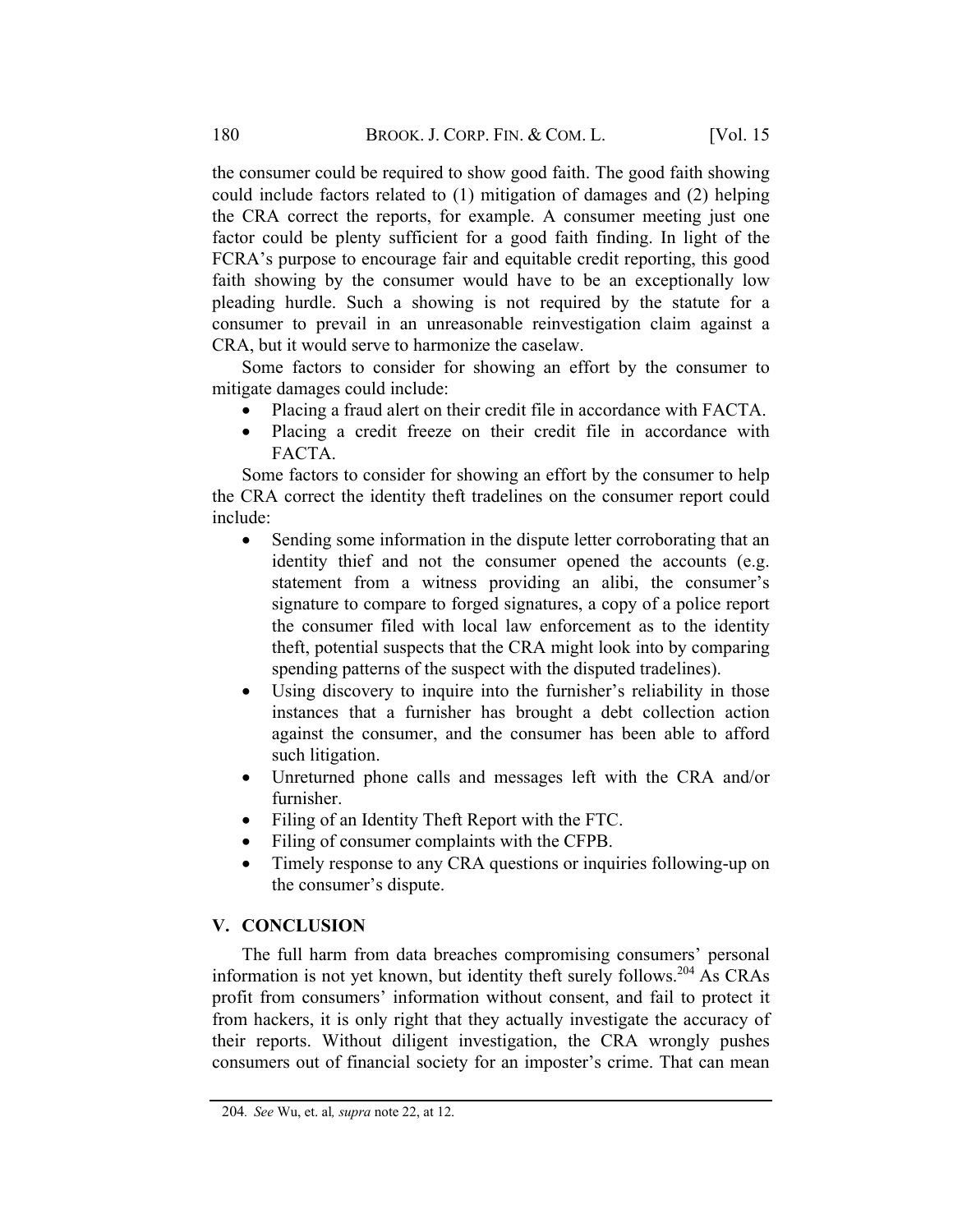the consumer could be required to show good faith. The good faith showing could include factors related to (1) mitigation of damages and (2) helping the CRA correct the reports, for example. A consumer meeting just one factor could be plenty sufficient for a good faith finding. In light of the FCRA's purpose to encourage fair and equitable credit reporting, this good faith showing by the consumer would have to be an exceptionally low pleading hurdle. Such a showing is not required by the statute for a consumer to prevail in an unreasonable reinvestigation claim against a CRA, but it would serve to harmonize the caselaw.

Some factors to consider for showing an effort by the consumer to mitigate damages could include:

- Placing a fraud alert on their credit file in accordance with FACTA.
- Placing a credit freeze on their credit file in accordance with FACTA.

Some factors to consider for showing an effort by the consumer to help the CRA correct the identity theft tradelines on the consumer report could include:

- Sending some information in the dispute letter corroborating that an identity thief and not the consumer opened the accounts (e.g. statement from a witness providing an alibi, the consumer's signature to compare to forged signatures, a copy of a police report the consumer filed with local law enforcement as to the identity theft, potential suspects that the CRA might look into by comparing spending patterns of the suspect with the disputed tradelines).
- Using discovery to inquire into the furnisher's reliability in those instances that a furnisher has brought a debt collection action against the consumer, and the consumer has been able to afford such litigation.
- Unreturned phone calls and messages left with the CRA and/or furnisher.
- Filing of an Identity Theft Report with the FTC.
- Filing of consumer complaints with the CFPB.
- Timely response to any CRA questions or inquiries following-up on the consumer's dispute.

## V. CONCLUSION

The full harm from data breaches compromising consumers' personal information is not yet known, but identity theft surely follows.[204] As CRAs profit from consumers' information without consent, and fail to protect it from hackers, it is only right that they actually investigate the accuracy of their reports. Without diligent investigation, the CRA wrongly pushes consumers out of financial society for an imposter's crime. That can mean

204. *See* Wu, et. al*, supra* note 22, at 12.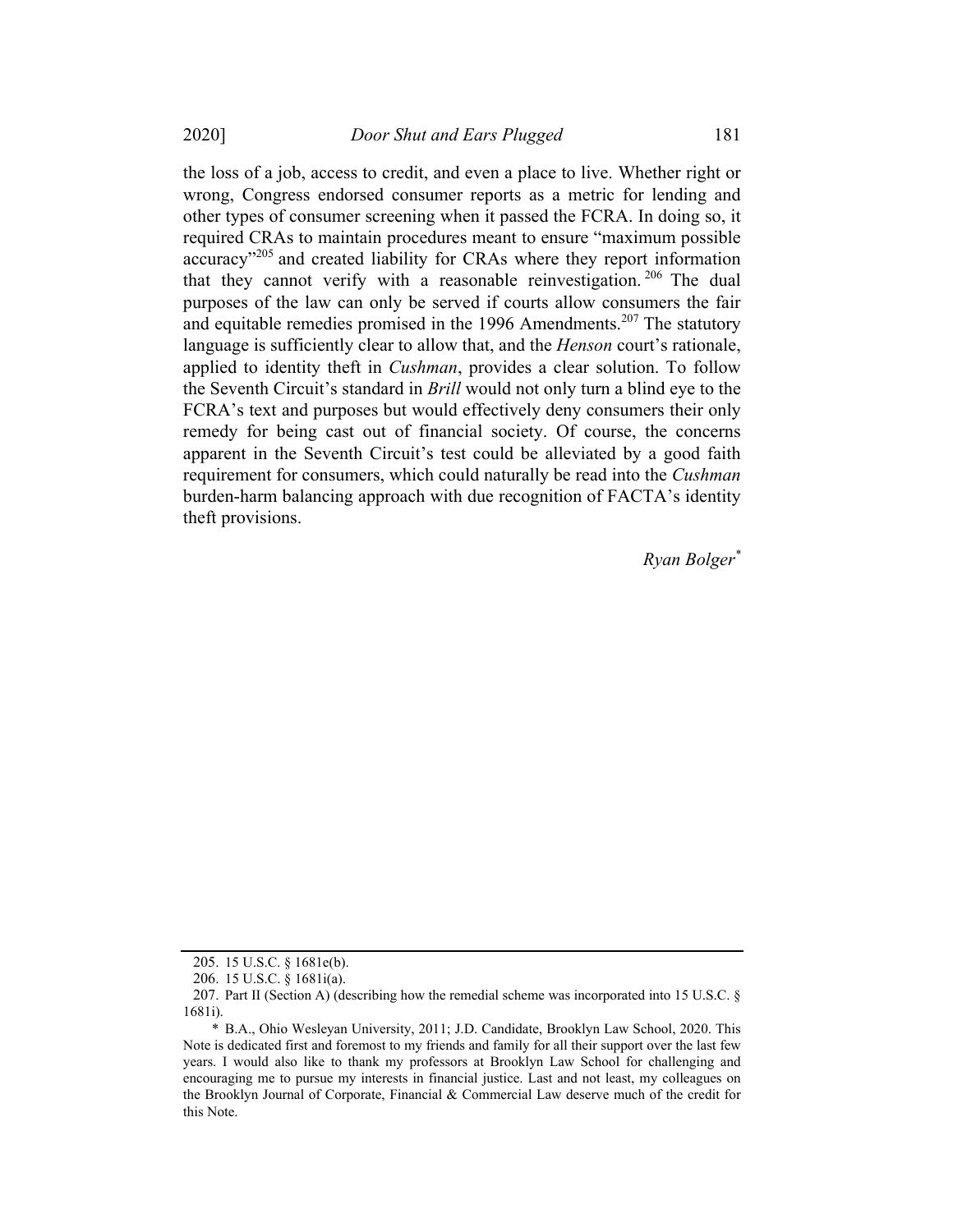the loss of a job, access to credit, and even a place to live. Whether right or wrong, Congress endorsed consumer reports as a metric for lending and other types of consumer screening when it passed the FCRA. In doing so, it required CRAs to maintain procedures meant to ensure "maximum possible accuracy"[205] and created liability for CRAs where they report information that they cannot verify with a reasonable reinvestigation.[206] The dual purposes of the law can only be served if courts allow consumers the fair and equitable remedies promised in the 1996 Amendments.[207] The statutory language is sufficiently clear to allow that, and the *Henson* court's rationale, applied to identity theft in *Cushman*, provides a clear solution. To follow the Seventh Circuit's standard in *Brill* would not only turn a blind eye to the FCRA's text and purposes but would effectively deny consumers their only remedy for being cast out of financial society. Of course, the concerns apparent in the Seventh Circuit's test could be alleviated by a good faith requirement for consumers, which could naturally be read into the *Cushman* burden-harm balancing approach with due recognition of FACTA's identity theft provisions.

*Ryan Bolger*[*]

---

205. 15 U.S.C. § 1681e(b).

206. 15 U.S.C. § 1681i(a).

207. Part II (Section A) (describing how the remedial scheme was incorporated into 15 U.S.C. § 1681i).

\* B.A., Ohio Wesleyan University, 2011; J.D. Candidate, Brooklyn Law School, 2020. This Note is dedicated first and foremost to my friends and family for all their support over the last few years. I would also like to thank my professors at Brooklyn Law School for challenging and encouraging me to pursue my interests in financial justice. Last and not least, my colleagues on the Brooklyn Journal of Corporate, Financial & Commercial Law deserve much of the credit for this Note.